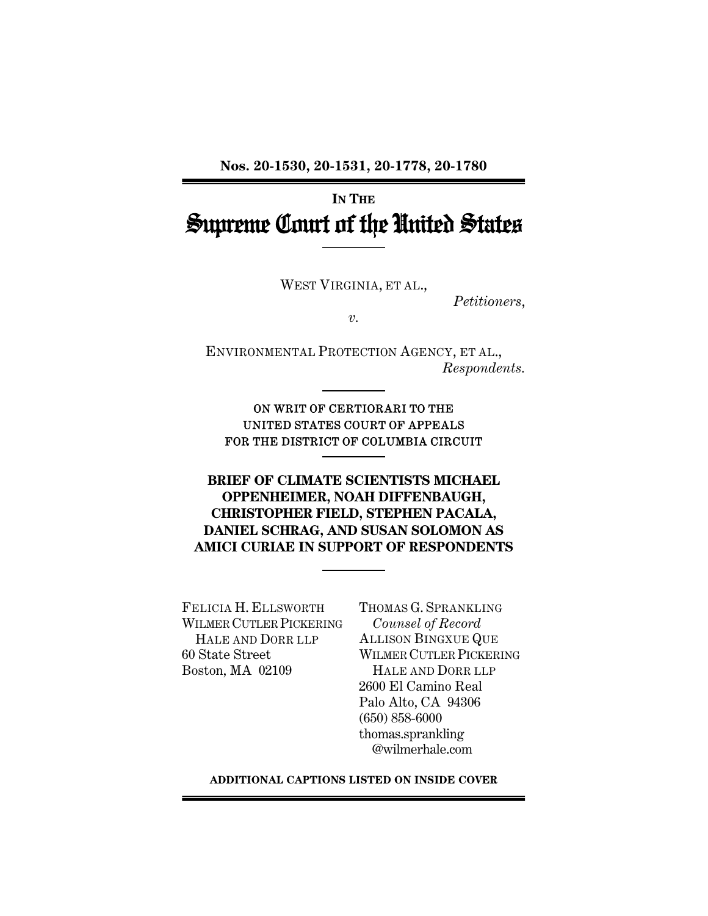**Nos. 20-1530, 20-1531, 20-1778, 20-1780**

IN THE

# Supreme Court of the United States

WEST VIRGINIA, ET AL.,

*Petitioners*,

*v.*

ENVIRONMENTAL PROTECTION AGENCY, ET AL.,

*Respondents.*

ON WRIT OF CERTIORARI TO THE UNITED STATES COURT OF APPEALS FOR THE DISTRICT OF COLUMBIA CIRCUIT

**BRIEF OF CLIMATE SCIENTISTS MICHAEL OPPENHEIMER, NOAH DIFFENBAUGH, CHRISTOPHER FIELD, STEPHEN PACALA, DANIEL SCHRAG, AND SUSAN SOLOMON AS AMICI CURIAE IN SUPPORT OF RESPONDENTS**

FELICIA H. ELLSWORTH
WILMER CUTLER PICKERING
HALE AND DORR LLP
60 State Street
Boston, MA 02109

THOMAS G. SPRANKLING
*Counsel of Record*
ALLISON BINGXUE QUE
WILMER CUTLER PICKERING
HALE AND DORR LLP
2600 El Camino Real
Palo Alto, CA 94306
(650) 858-6000
thomas.sprankling@wilmerhale.com

**ADDITIONAL CAPTIONS LISTED ON INSIDE COVER**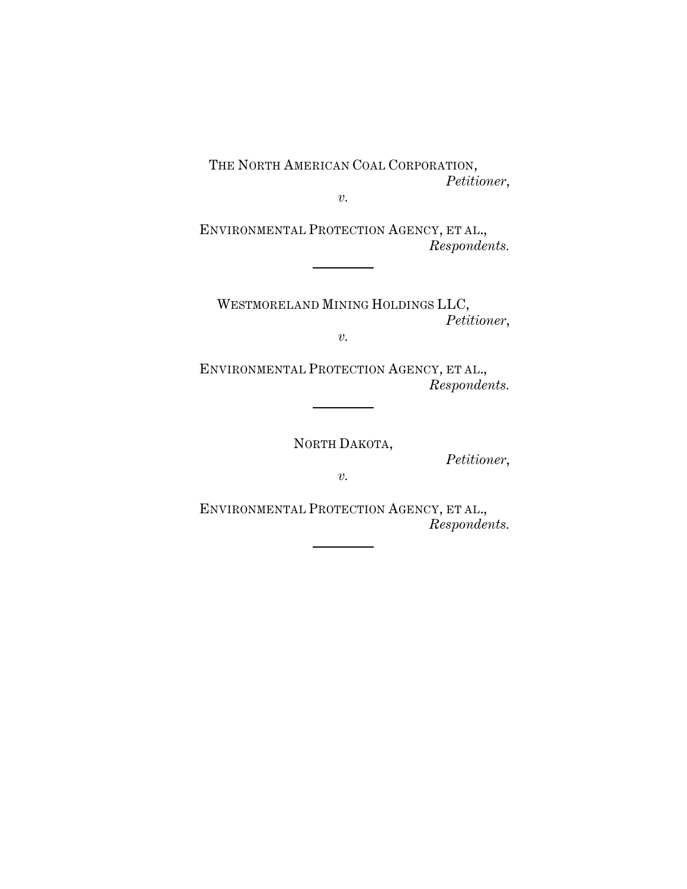THE NORTH AMERICAN COAL CORPORATION,
*Petitioner*,

*v.*

ENVIRONMENTAL PROTECTION AGENCY, ET AL.,
*Respondents.*

---

WESTMORELAND MINING HOLDINGS LLC,
*Petitioner*,

*v.*

ENVIRONMENTAL PROTECTION AGENCY, ET AL.,
*Respondents.*

---

NORTH DAKOTA,
*Petitioner*,

*v.*

ENVIRONMENTAL PROTECTION AGENCY, ET AL.,
*Respondents.*

---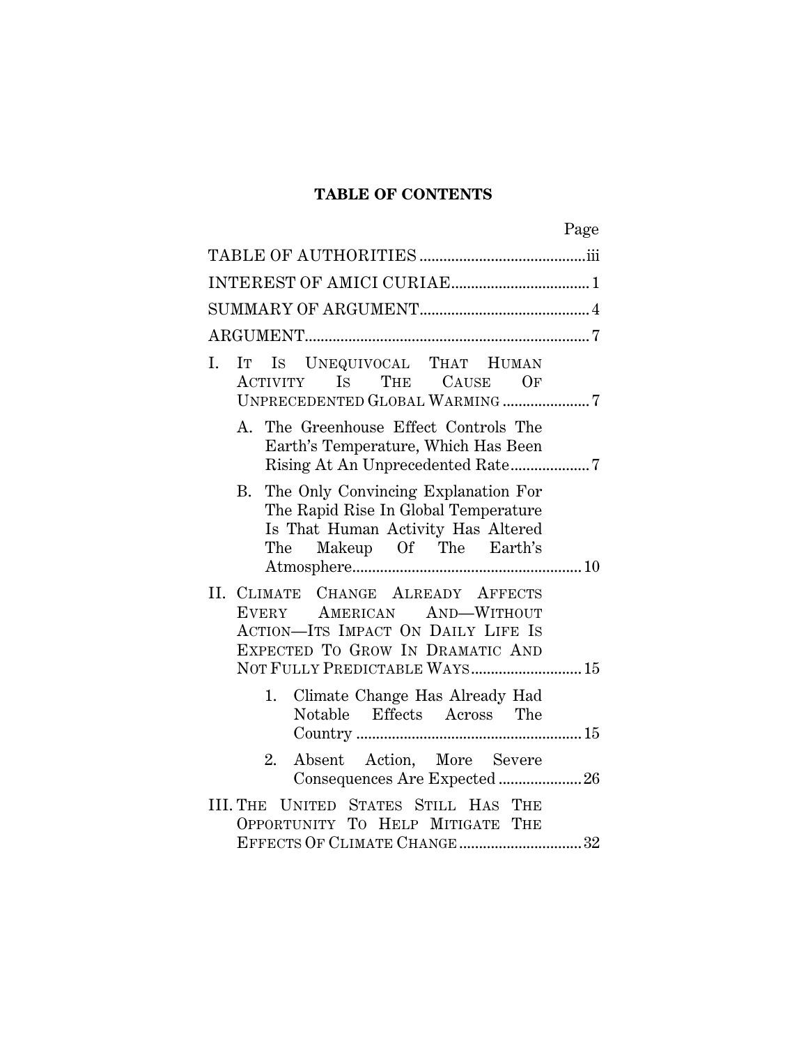# TABLE OF CONTENTS

| | Page |
|---|---|
| TABLE OF AUTHORITIES | iii |
| INTEREST OF AMICI CURIAE | 1 |
| SUMMARY OF ARGUMENT | 4 |
| ARGUMENT | 7 |
| I. IT IS UNEQUIVOCAL THAT HUMAN ACTIVITY IS THE CAUSE OF UNPRECEDENTED GLOBAL WARMING | 7 |
| A. The Greenhouse Effect Controls The Earth's Temperature, Which Has Been Rising At An Unprecedented Rate | 7 |
| B. The Only Convincing Explanation For The Rapid Rise In Global Temperature Is That Human Activity Has Altered The Makeup Of The Earth's Atmosphere | 10 |
| II. CLIMATE CHANGE ALREADY AFFECTS EVERY AMERICAN AND—WITHOUT ACTION—ITS IMPACT ON DAILY LIFE IS EXPECTED TO GROW IN DRAMATIC AND NOT FULLY PREDICTABLE WAYS | 15 |
| 1. Climate Change Has Already Had Notable Effects Across The Country | 15 |
| 2. Absent Action, More Severe Consequences Are Expected | 26 |
| III. THE UNITED STATES STILL HAS THE OPPORTUNITY TO HELP MITIGATE THE EFFECTS OF CLIMATE CHANGE | 32 |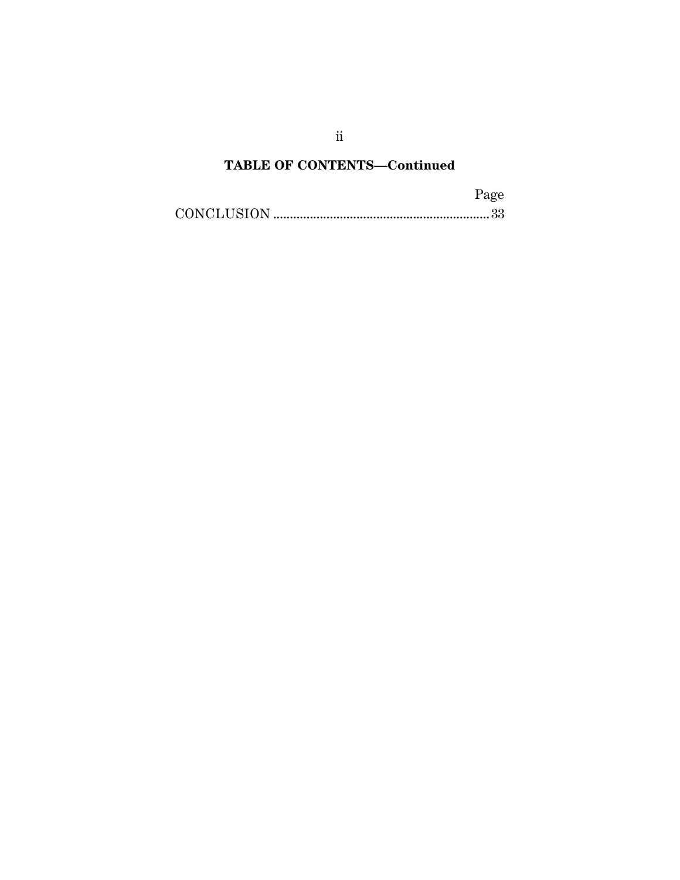## TABLE OF CONTENTS—Continued

| | Page |
|---|---|
| CONCLUSION | 33 |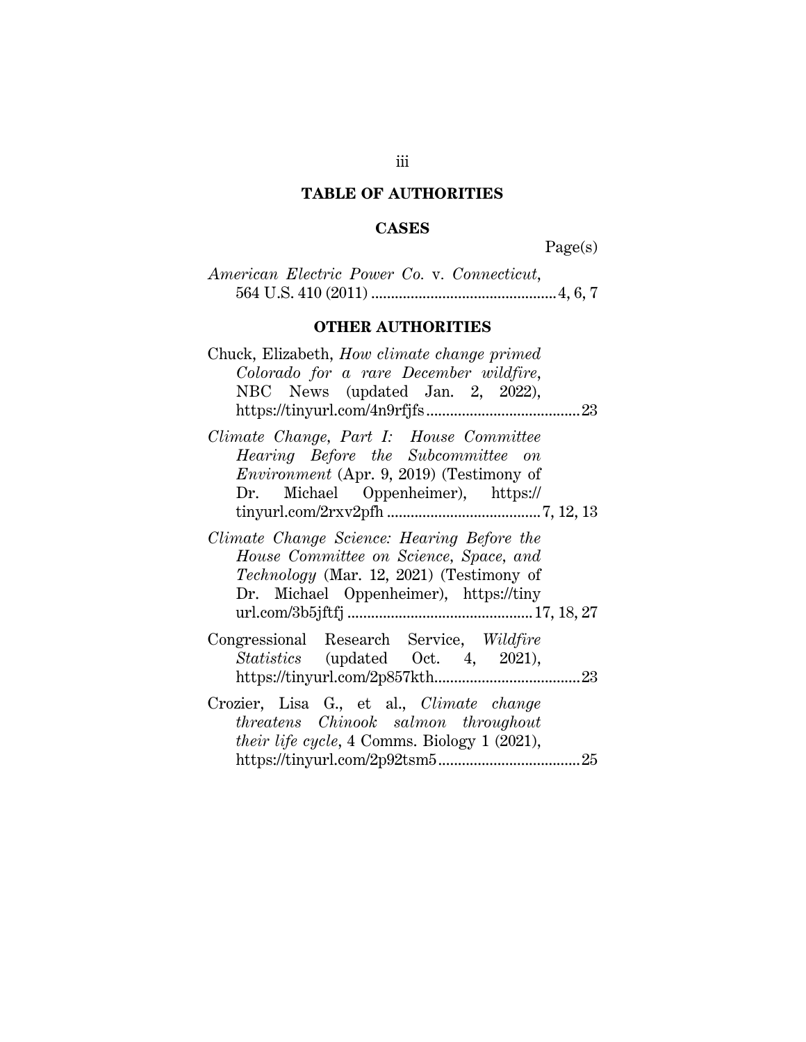## TABLE OF AUTHORITIES

### CASES

Page(s)

*American Electric Power Co.* v. *Connecticut*, 564 U.S. 410 (2011) .............................................4, 6, 7

### OTHER AUTHORITIES

Chuck, Elizabeth, *How climate change primed Colorado for a rare December wildfire*, NBC News (updated Jan. 2, 2022), https://tinyurl.com/4n9rfjfs.......................................23

*Climate Change, Part I: House Committee Hearing Before the Subcommittee on Environment* (Apr. 9, 2019) (Testimony of Dr. Michael Oppenheimer), https://tinyurl.com/2rxv2pfh .......................................7, 12, 13

*Climate Change Science: Hearing Before the House Committee on Science, Space, and Technology* (Mar. 12, 2021) (Testimony of Dr. Michael Oppenheimer), https://tinyurl.com/3b5jftfj ..............................................17, 18, 27

Congressional Research Service, *Wildfire Statistics* (updated Oct. 4, 2021), https://tinyurl.com/2p857kth.....................................23

Crozier, Lisa G., et al., *Climate change threatens Chinook salmon throughout their life cycle*, 4 Comms. Biology 1 (2021), https://tinyurl.com/2p92tsm5...................................25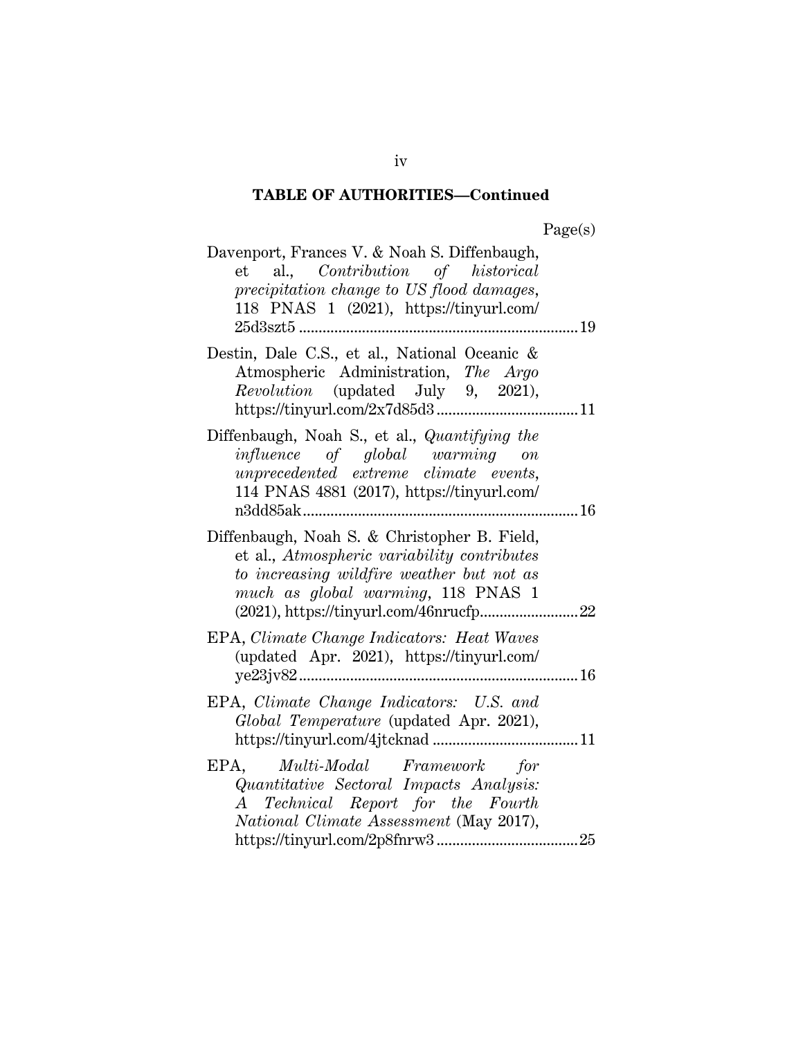## TABLE OF AUTHORITIES—Continued

Page(s)

Davenport, Frances V. & Noah S. Diffenbaugh, et al., *Contribution of historical precipitation change to US flood damages*, 118 PNAS 1 (2021), https://tinyurl.com/25d3szt5 ....................................................................... 19

Destin, Dale C.S., et al., National Oceanic & Atmospheric Administration, *The Argo Revolution* (updated July 9, 2021), https://tinyurl.com/2x7d85d3 .................................... 11

Diffenbaugh, Noah S., et al., *Quantifying the influence of global warming on unprecedented extreme climate events*, 114 PNAS 4881 (2017), https://tinyurl.com/n3dd85ak ...................................................................... 16

Diffenbaugh, Noah S. & Christopher B. Field, et al., *Atmospheric variability contributes to increasing wildfire weather but not as much as global warming*, 118 PNAS 1 (2021), https://tinyurl.com/46nrucfp......................... 22

EPA, *Climate Change Indicators: Heat Waves* (updated Apr. 2021), https://tinyurl.com/ye23jv82....................................................................... 16

EPA, *Climate Change Indicators: U.S. and Global Temperature* (updated Apr. 2021), https://tinyurl.com/4jtcknad ..................................... 11

EPA, *Multi-Modal Framework for Quantitative Sectoral Impacts Analysis: A Technical Report for the Fourth National Climate Assessment* (May 2017), https://tinyurl.com/2p8fnrw3 .................................... 25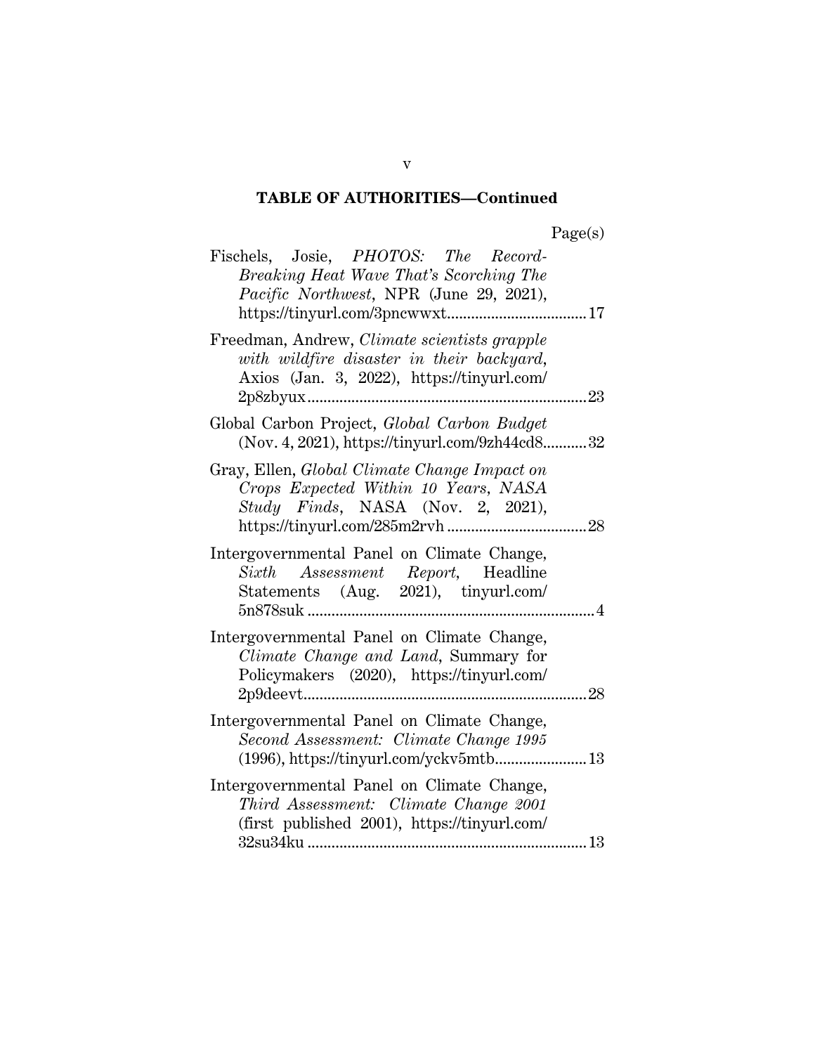## TABLE OF AUTHORITIES—Continued

Page(s)

Fischels, Josie, *PHOTOS: The Record-Breaking Heat Wave That's Scorching The Pacific Northwest*, NPR (June 29, 2021), https://tinyurl.com/3pncwwxt .................................. 17

Freedman, Andrew, *Climate scientists grapple with wildfire disaster in their backyard*, Axios (Jan. 3, 2022), https://tinyurl.com/2p8zbyux ..................................................................... 23

Global Carbon Project, *Global Carbon Budget* (Nov. 4, 2021), https://tinyurl.com/9zh44cd8 ........... 32

Gray, Ellen, *Global Climate Change Impact on Crops Expected Within 10 Years, NASA Study Finds*, NASA (Nov. 2, 2021), https://tinyurl.com/285m2rvh .................................. 28

Intergovernmental Panel on Climate Change, *Sixth Assessment Report,* Headline Statements (Aug. 2021), tinyurl.com/5n878suk ....................................................................... 4

Intergovernmental Panel on Climate Change, *Climate Change and Land*, Summary for Policymakers (2020), https://tinyurl.com/2p9deevt ....................................................................... 28

Intergovernmental Panel on Climate Change, *Second Assessment: Climate Change 1995* (1996), https://tinyurl.com/yckv5mtb ....................... 13

Intergovernmental Panel on Climate Change, *Third Assessment: Climate Change 2001* (first published 2001), https://tinyurl.com/32su34ku ...................................................................... 13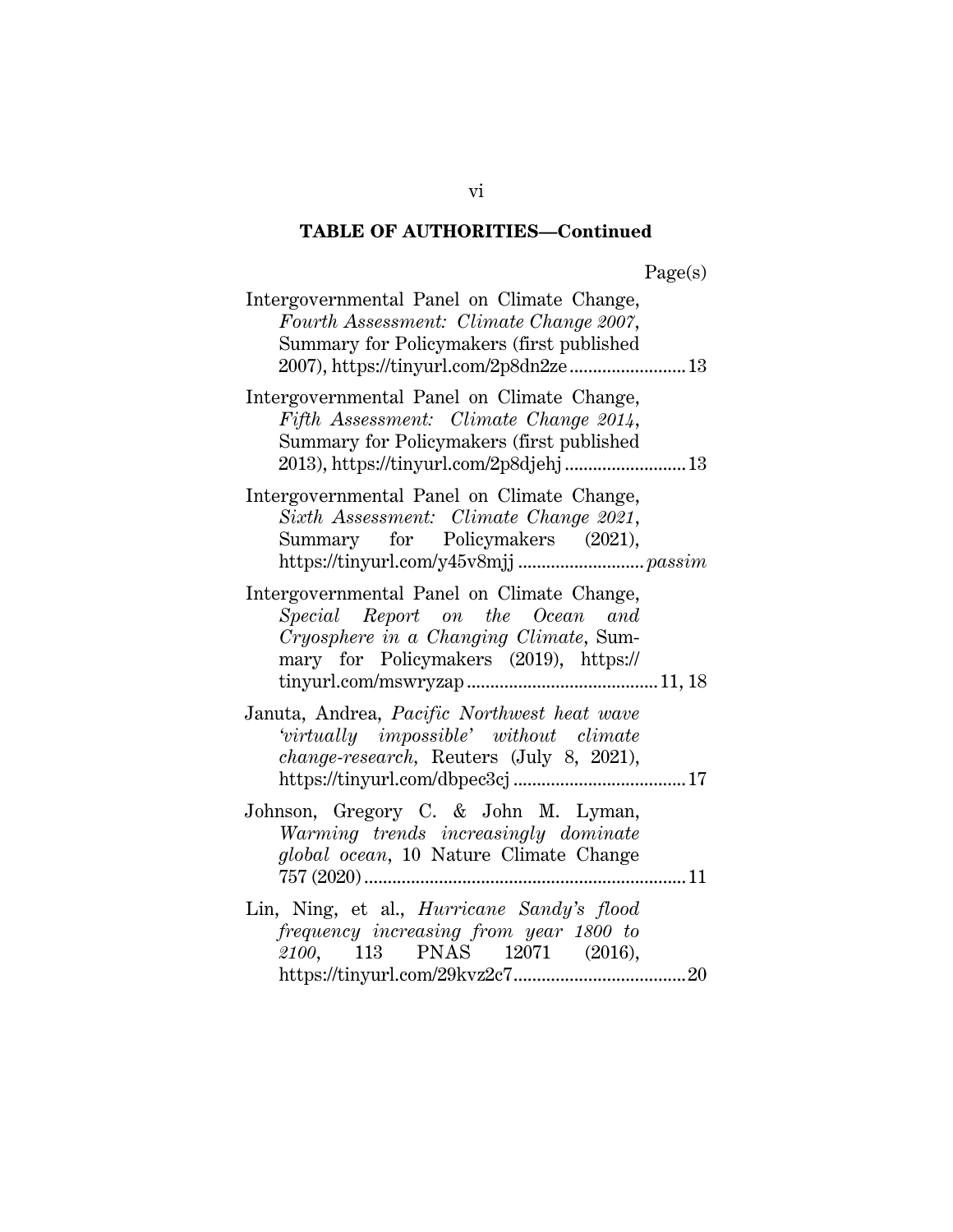## TABLE OF AUTHORITIES—Continued

Page(s)

Intergovernmental Panel on Climate Change, *Fourth Assessment: Climate Change 2007*, Summary for Policymakers (first published 2007), https://tinyurl.com/2p8dn2ze ........................ 13

Intergovernmental Panel on Climate Change, *Fifth Assessment: Climate Change 2014*, Summary for Policymakers (first published 2013), https://tinyurl.com/2p8djehj ........................ 13

Intergovernmental Panel on Climate Change, *Sixth Assessment: Climate Change 2021*, Summary for Policymakers (2021), https://tinyurl.com/y45v8mjj ........................ *passim*

Intergovernmental Panel on Climate Change, *Special Report on the Ocean and Cryosphere in a Changing Climate*, Summary for Policymakers (2019), https://tinyurl.com/mswryzap ........................ 11, 18

Januta, Andrea, *Pacific Northwest heat wave 'virtually impossible' without climate change-research*, Reuters (July 8, 2021), https://tinyurl.com/dbpec3cj ........................ 17

Johnson, Gregory C. & John M. Lyman, *Warming trends increasingly dominate global ocean*, 10 Nature Climate Change 757 (2020) ........................ 11

Lin, Ning, et al., *Hurricane Sandy's flood frequency increasing from year 1800 to 2100*, 113 PNAS 12071 (2016), https://tinyurl.com/29kvz2c7 ........................ 20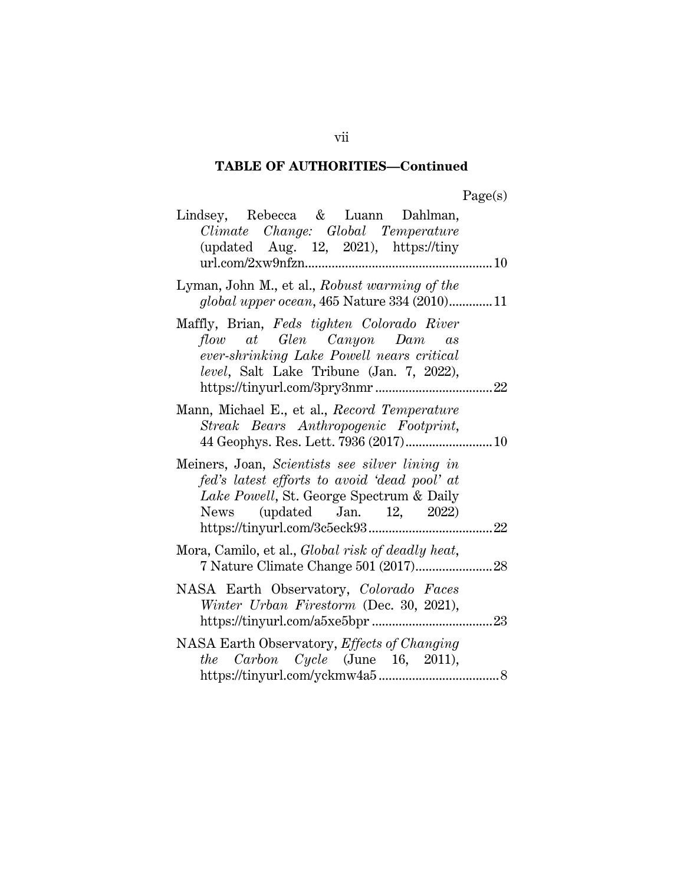## TABLE OF AUTHORITIES—Continued

Page(s)

Lindsey, Rebecca & Luann Dahlman, *Climate Change: Global Temperature* (updated Aug. 12, 2021), https://tinyurl.com/2xw9nfzn........................................................10

Lyman, John M., et al., *Robust warming of the global upper ocean*, 465 Nature 334 (2010).............11

Maffly, Brian, *Feds tighten Colorado River flow at Glen Canyon Dam as ever-shrinking Lake Powell nears critical level*, Salt Lake Tribune (Jan. 7, 2022), https://tinyurl.com/3pry3nmr ..................................22

Mann, Michael E., et al., *Record Temperature Streak Bears Anthropogenic Footprint*, 44 Geophys. Res. Lett. 7936 (2017)..........................10

Meiners, Joan, *Scientists see silver lining in fed's latest efforts to avoid 'dead pool' at Lake Powell*, St. George Spectrum & Daily News (updated Jan. 12, 2022) https://tinyurl.com/3c5eck93....................................22

Mora, Camilo, et al., *Global risk of deadly heat*, 7 Nature Climate Change 501 (2017).......................28

NASA Earth Observatory, *Colorado Faces Winter Urban Firestorm* (Dec. 30, 2021), https://tinyurl.com/a5xe5bpr ....................................23

NASA Earth Observatory, *Effects of Changing the Carbon Cycle* (June 16, 2011), https://tinyurl.com/yckmw4a5 ....................................8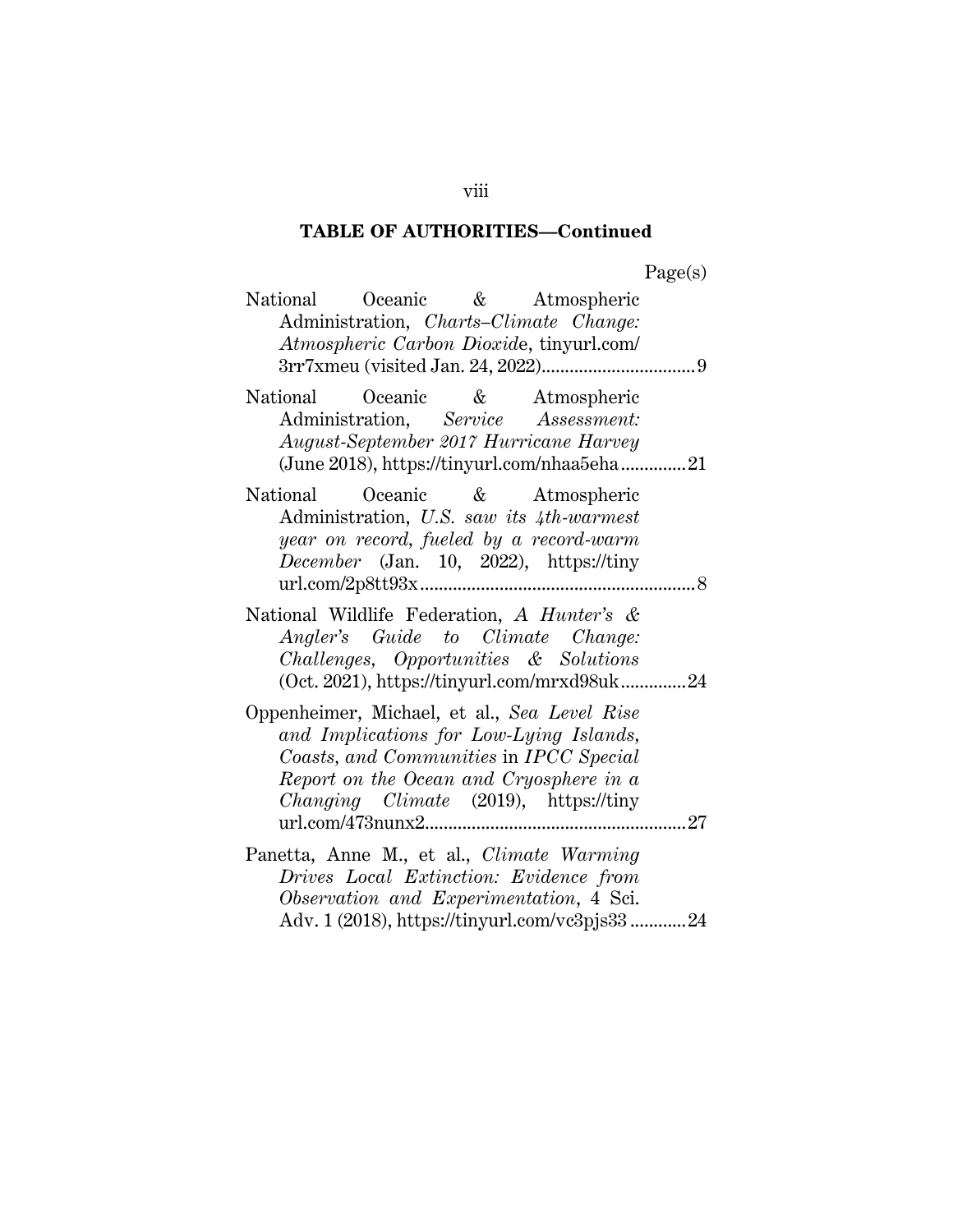**TABLE OF AUTHORITIES—Continued**

Page(s)

National Oceanic & Atmospheric Administration, *Charts–Climate Change: Atmospheric Carbon Dioxid*e, tinyurl.com/3rr7xmeu (visited Jan. 24, 2022)................................ 9

National Oceanic & Atmospheric Administration, *Service Assessment: August-September 2017 Hurricane Harvey* (June 2018), https://tinyurl.com/nhaa5eha..............21

National Oceanic & Atmospheric Administration, *U.S. saw its 4th-warmest year on record, fueled by a record-warm December* (Jan. 10, 2022), https://tinyurl.com/2p8tt93x........................................................... 8

National Wildlife Federation, *A Hunter's & Angler's Guide to Climate Change: Challenges, Opportunities & Solutions* (Oct. 2021), https://tinyurl.com/mrxd98uk..............24

Oppenheimer, Michael, et al., *Sea Level Rise and Implications for Low-Lying Islands, Coasts, and Communities* in *IPCC Special Report on the Ocean and Cryosphere in a Changing Climate* (2019), https://tinyurl.com/473nunx2........................................................27

Panetta, Anne M., et al., *Climate Warming Drives Local Extinction: Evidence from Observation and Experimentation*, 4 Sci. Adv. 1 (2018), https://tinyurl.com/vc3pjs33............24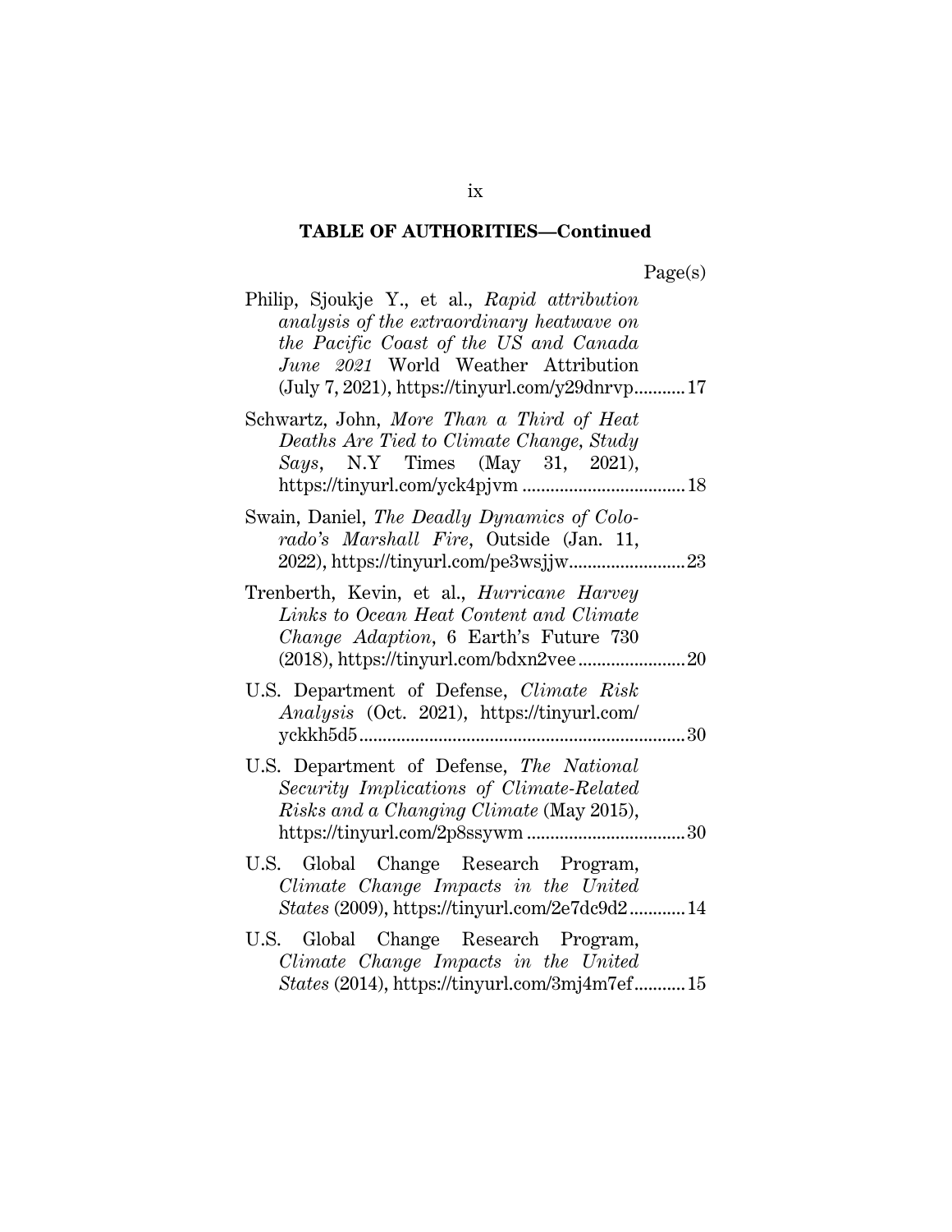**TABLE OF AUTHORITIES—Continued**

Page(s)

Philip, Sjoukje Y., et al., *Rapid attribution analysis of the extraordinary heatwave on the Pacific Coast of the US and Canada June 2021* World Weather Attribution (July 7, 2021), https://tinyurl.com/y29dnrvp........... 17

Schwartz, John, *More Than a Third of Heat Deaths Are Tied to Climate Change, Study Says*, N.Y Times (May 31, 2021), https://tinyurl.com/yck4pjvm .................................. 18

Swain, Daniel, *The Deadly Dynamics of Colorado's Marshall Fire*, Outside (Jan. 11, 2022), https://tinyurl.com/pe3wsjjw......................... 23

Trenberth, Kevin, et al., *Hurricane Harvey Links to Ocean Heat Content and Climate Change Adaption*, 6 Earth's Future 730 (2018), https://tinyurl.com/bdxn2vee....................... 20

U.S. Department of Defense, *Climate Risk Analysis* (Oct. 2021), https://tinyurl.com/yckkh5d5..................................................................... 30

U.S. Department of Defense, *The National Security Implications of Climate-Related Risks and a Changing Climate* (May 2015), https://tinyurl.com/2p8ssywm .................................. 30

U.S. Global Change Research Program, *Climate Change Impacts in the United States* (2009), https://tinyurl.com/2e7dc9d2............ 14

U.S. Global Change Research Program, *Climate Change Impacts in the United States* (2014), https://tinyurl.com/3mj4m7ef........... 15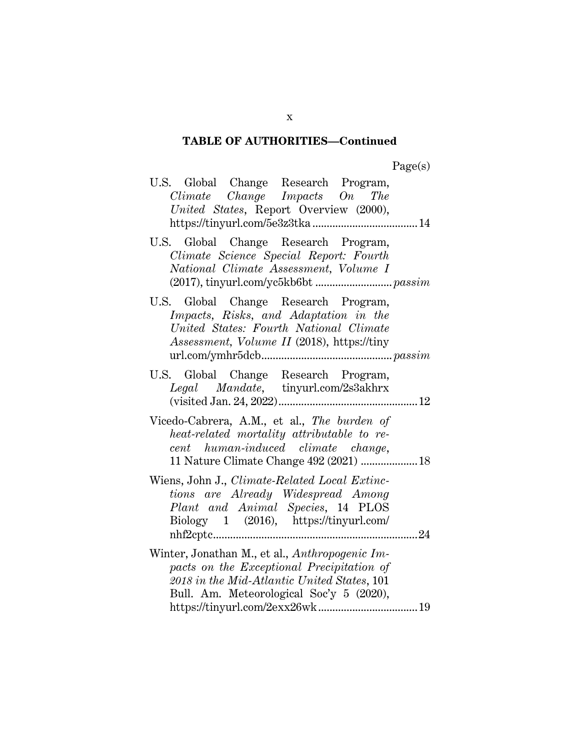**TABLE OF AUTHORITIES—Continued**

Page(s)

U.S. Global Change Research Program, *Climate Change Impacts On The United States*, Report Overview (2000), https://tinyurl.com/5e3z3tka .................................... 14

U.S. Global Change Research Program, *Climate Science Special Report: Fourth National Climate Assessment, Volume I* (2017), tinyurl.com/yc5kb6bt .......................... *passim*

U.S. Global Change Research Program, *Impacts, Risks, and Adaptation in the United States: Fourth National Climate Assessment, Volume II* (2018), https://tinyurl.com/ymhr5dcb ............................................. *passim*

U.S. Global Change Research Program, *Legal Mandate*, tinyurl.com/2s3akhrx (visited Jan. 24, 2022) ................................................ 12

Vicedo-Cabrera, A.M., et al., *The burden of heat-related mortality attributable to recent human-induced climate change*, 11 Nature Climate Change 492 (2021) .................... 18

Wiens, John J., *Climate-Related Local Extinctions are Already Widespread Among Plant and Animal Species*, 14 PLOS Biology 1 (2016), https://tinyurl.com/nhf2cptc ....................................................................... 24

Winter, Jonathan M., et al., *Anthropogenic Impacts on the Exceptional Precipitation of 2018 in the Mid-Atlantic United States*, 101 Bull. Am. Meteorological Soc'y 5 (2020), https://tinyurl.com/2exx26wk ................................... 19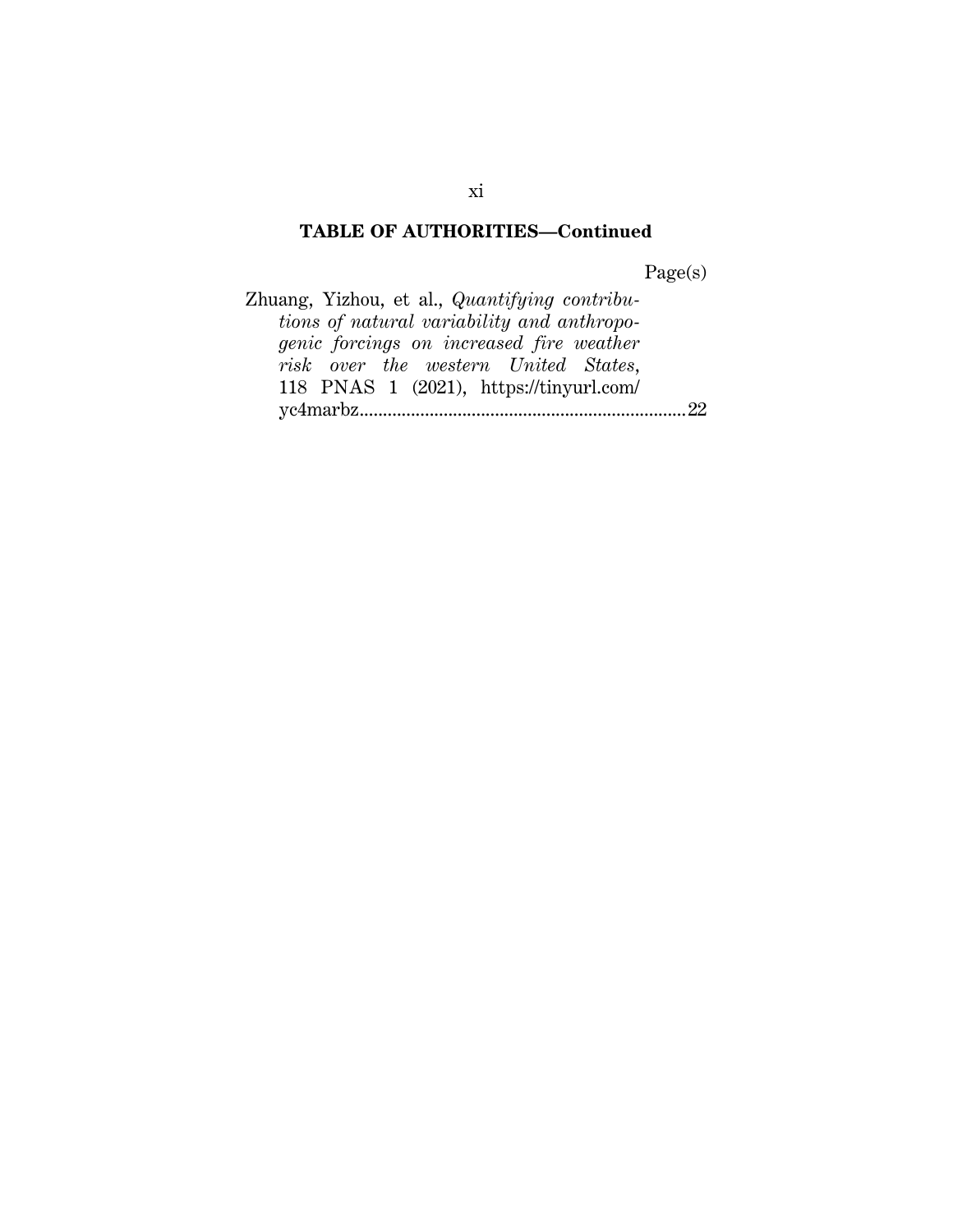## TABLE OF AUTHORITIES—Continued

Page(s)

Zhuang, Yizhou, et al., *Quantifying contributions of natural variability and anthropogenic forcings on increased fire weather risk over the western United States*, 118 PNAS 1 (2021), https://tinyurl.com/yc4marbz....................................................................22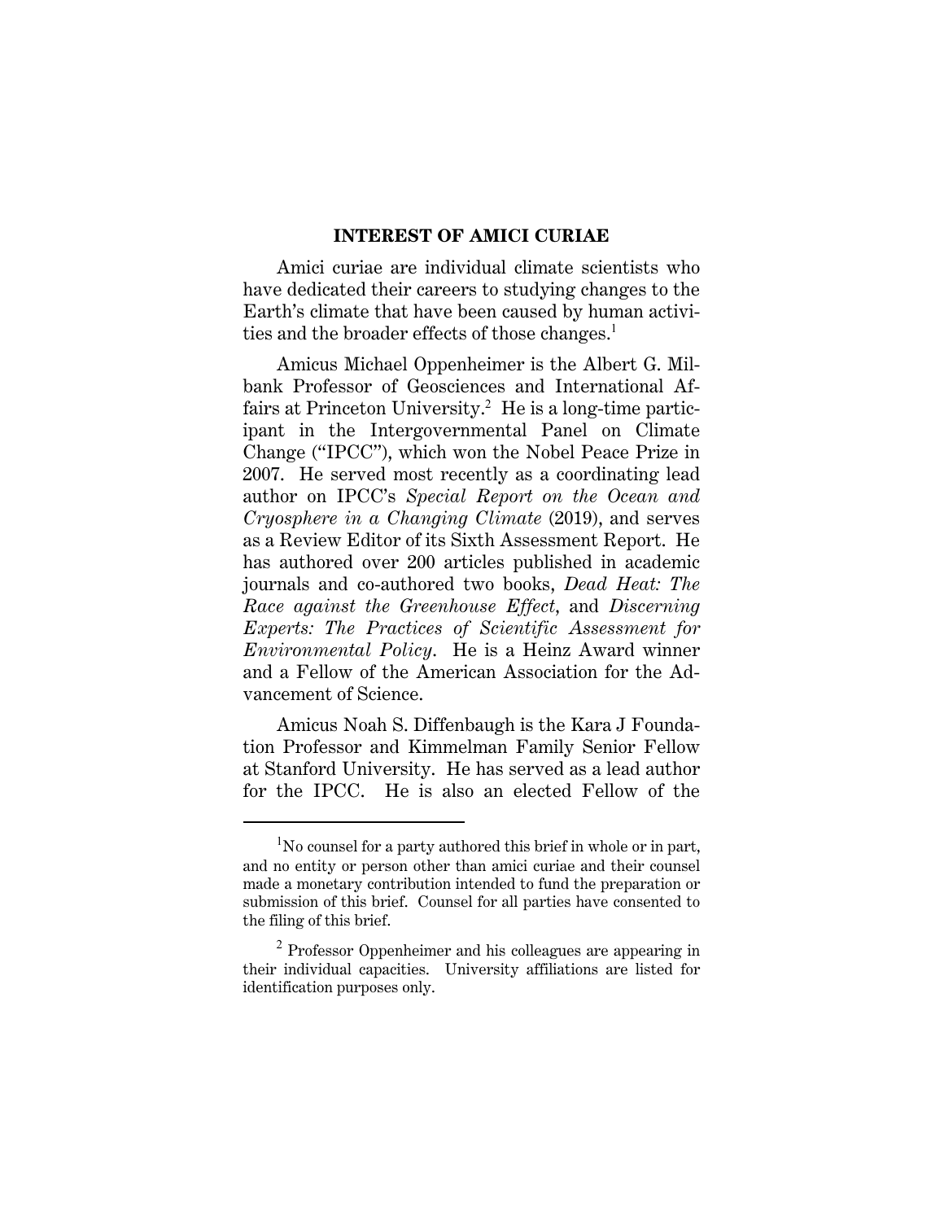## INTEREST OF AMICI CURIAE

Amici curiae are individual climate scientists who have dedicated their careers to studying changes to the Earth's climate that have been caused by human activities and the broader effects of those changes.[1]

Amicus Michael Oppenheimer is the Albert G. Milbank Professor of Geosciences and International Affairs at Princeton University.[2] He is a long-time participant in the Intergovernmental Panel on Climate Change ("IPCC"), which won the Nobel Peace Prize in 2007. He served most recently as a coordinating lead author on IPCC's *Special Report on the Ocean and Cryosphere in a Changing Climate* (2019), and serves as a Review Editor of its Sixth Assessment Report. He has authored over 200 articles published in academic journals and co-authored two books, *Dead Heat: The Race against the Greenhouse Effect*, and *Discerning Experts: The Practices of Scientific Assessment for Environmental Policy*. He is a Heinz Award winner and a Fellow of the American Association for the Advancement of Science.

Amicus Noah S. Diffenbaugh is the Kara J Foundation Professor and Kimmelman Family Senior Fellow at Stanford University. He has served as a lead author for the IPCC. He is also an elected Fellow of the

---

[1] No counsel for a party authored this brief in whole or in part, and no entity or person other than amici curiae and their counsel made a monetary contribution intended to fund the preparation or submission of this brief. Counsel for all parties have consented to the filing of this brief.

[2] Professor Oppenheimer and his colleagues are appearing in their individual capacities. University affiliations are listed for identification purposes only.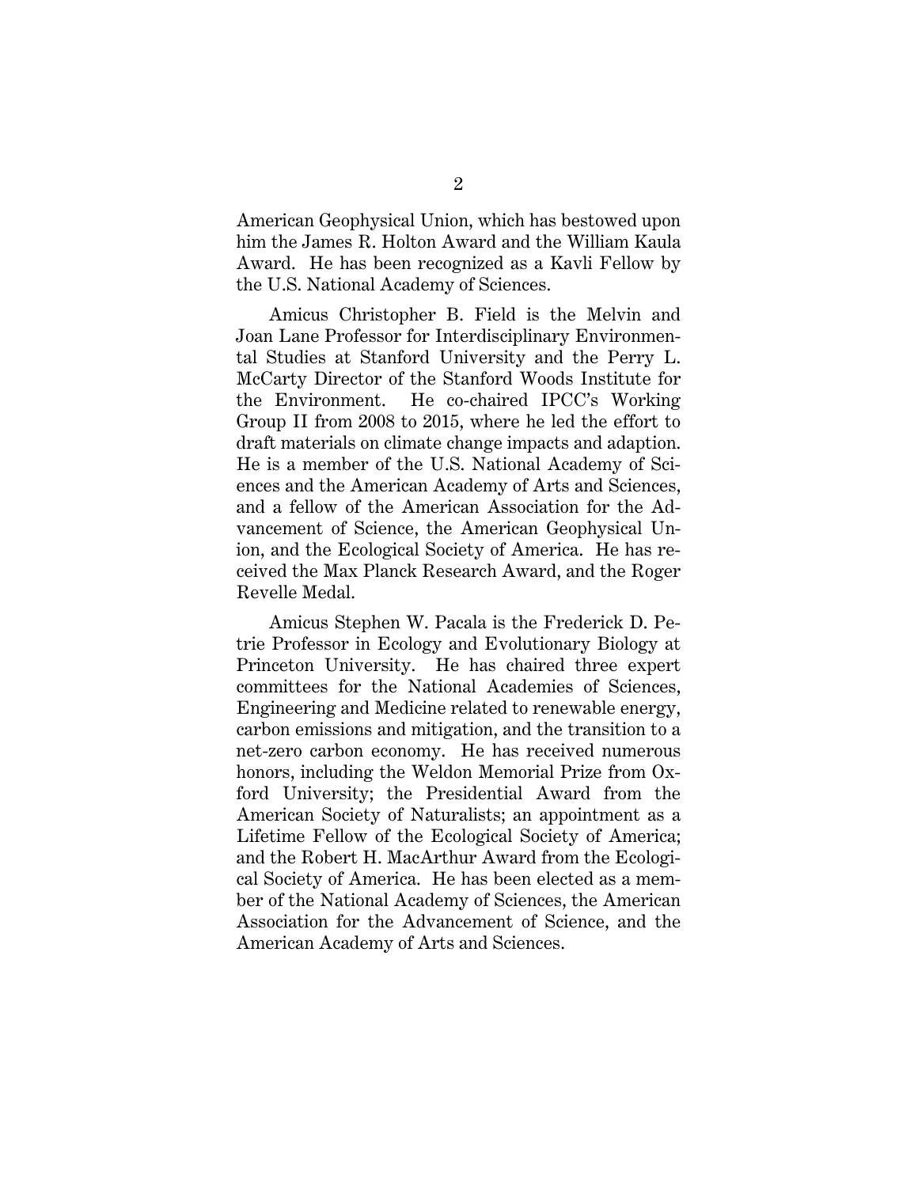American Geophysical Union, which has bestowed upon him the James R. Holton Award and the William Kaula Award. He has been recognized as a Kavli Fellow by the U.S. National Academy of Sciences.

Amicus Christopher B. Field is the Melvin and Joan Lane Professor for Interdisciplinary Environmental Studies at Stanford University and the Perry L. McCarty Director of the Stanford Woods Institute for the Environment. He co-chaired IPCC's Working Group II from 2008 to 2015, where he led the effort to draft materials on climate change impacts and adaption. He is a member of the U.S. National Academy of Sciences and the American Academy of Arts and Sciences, and a fellow of the American Association for the Advancement of Science, the American Geophysical Union, and the Ecological Society of America. He has received the Max Planck Research Award, and the Roger Revelle Medal.

Amicus Stephen W. Pacala is the Frederick D. Petrie Professor in Ecology and Evolutionary Biology at Princeton University. He has chaired three expert committees for the National Academies of Sciences, Engineering and Medicine related to renewable energy, carbon emissions and mitigation, and the transition to a net-zero carbon economy. He has received numerous honors, including the Weldon Memorial Prize from Oxford University; the Presidential Award from the American Society of Naturalists; an appointment as a Lifetime Fellow of the Ecological Society of America; and the Robert H. MacArthur Award from the Ecological Society of America. He has been elected as a member of the National Academy of Sciences, the American Association for the Advancement of Science, and the American Academy of Arts and Sciences.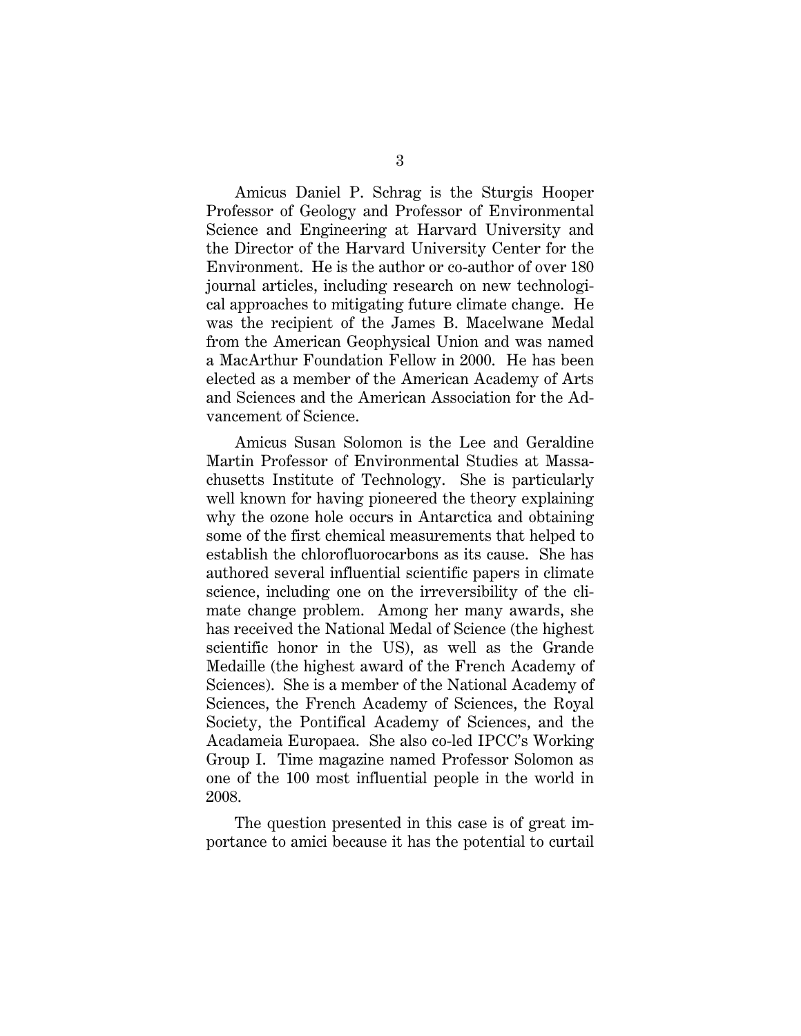Amicus Daniel P. Schrag is the Sturgis Hooper Professor of Geology and Professor of Environmental Science and Engineering at Harvard University and the Director of the Harvard University Center for the Environment. He is the author or co-author of over 180 journal articles, including research on new technological approaches to mitigating future climate change. He was the recipient of the James B. Macelwane Medal from the American Geophysical Union and was named a MacArthur Foundation Fellow in 2000. He has been elected as a member of the American Academy of Arts and Sciences and the American Association for the Advancement of Science.

Amicus Susan Solomon is the Lee and Geraldine Martin Professor of Environmental Studies at Massachusetts Institute of Technology. She is particularly well known for having pioneered the theory explaining why the ozone hole occurs in Antarctica and obtaining some of the first chemical measurements that helped to establish the chlorofluorocarbons as its cause. She has authored several influential scientific papers in climate science, including one on the irreversibility of the climate change problem. Among her many awards, she has received the National Medal of Science (the highest scientific honor in the US), as well as the Grande Medaille (the highest award of the French Academy of Sciences). She is a member of the National Academy of Sciences, the French Academy of Sciences, the Royal Society, the Pontifical Academy of Sciences, and the Acadameia Europaea. She also co-led IPCC's Working Group I. Time magazine named Professor Solomon as one of the 100 most influential people in the world in 2008.

The question presented in this case is of great importance to amici because it has the potential to curtail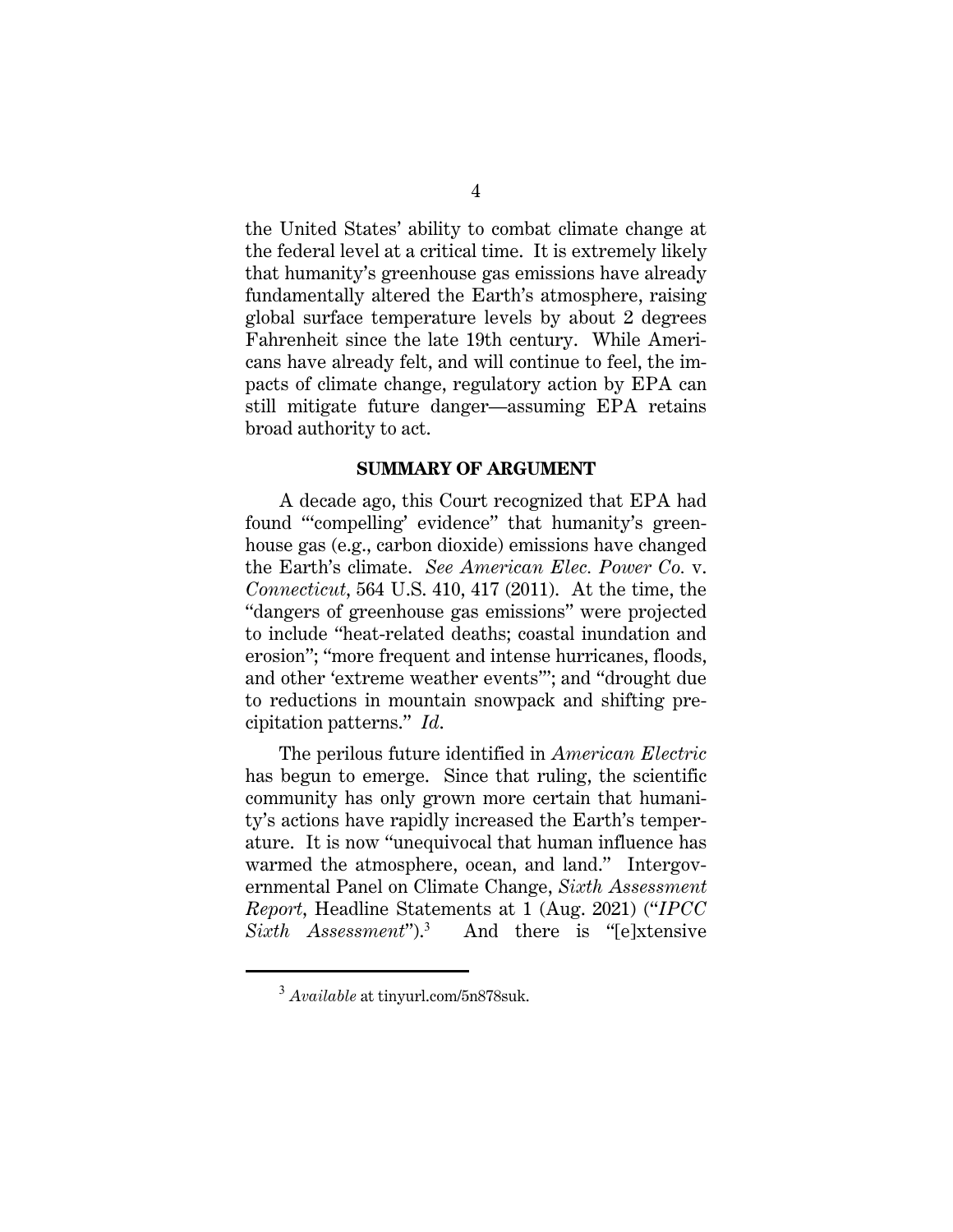the United States' ability to combat climate change at the federal level at a critical time. It is extremely likely that humanity's greenhouse gas emissions have already fundamentally altered the Earth's atmosphere, raising global surface temperature levels by about 2 degrees Fahrenheit since the late 19th century. While Americans have already felt, and will continue to feel, the impacts of climate change, regulatory action by EPA can still mitigate future danger—assuming EPA retains broad authority to act.

## SUMMARY OF ARGUMENT

A decade ago, this Court recognized that EPA had found "'compelling' evidence" that humanity's greenhouse gas (e.g., carbon dioxide) emissions have changed the Earth's climate. *See American Elec. Power Co.* v. *Connecticut*, 564 U.S. 410, 417 (2011). At the time, the "dangers of greenhouse gas emissions" were projected to include "heat-related deaths; coastal inundation and erosion"; "more frequent and intense hurricanes, floods, and other 'extreme weather events'"; and "drought due to reductions in mountain snowpack and shifting precipitation patterns." *Id*.

The perilous future identified in *American Electric* has begun to emerge. Since that ruling, the scientific community has only grown more certain that humanity's actions have rapidly increased the Earth's temperature. It is now "unequivocal that human influence has warmed the atmosphere, ocean, and land." Intergovernmental Panel on Climate Change, *Sixth Assessment Report*, Headline Statements at 1 (Aug. 2021) ("*IPCC Sixth Assessment*").[3] And there is "[e]xtensive

---

[3] *Available* at tinyurl.com/5n878suk.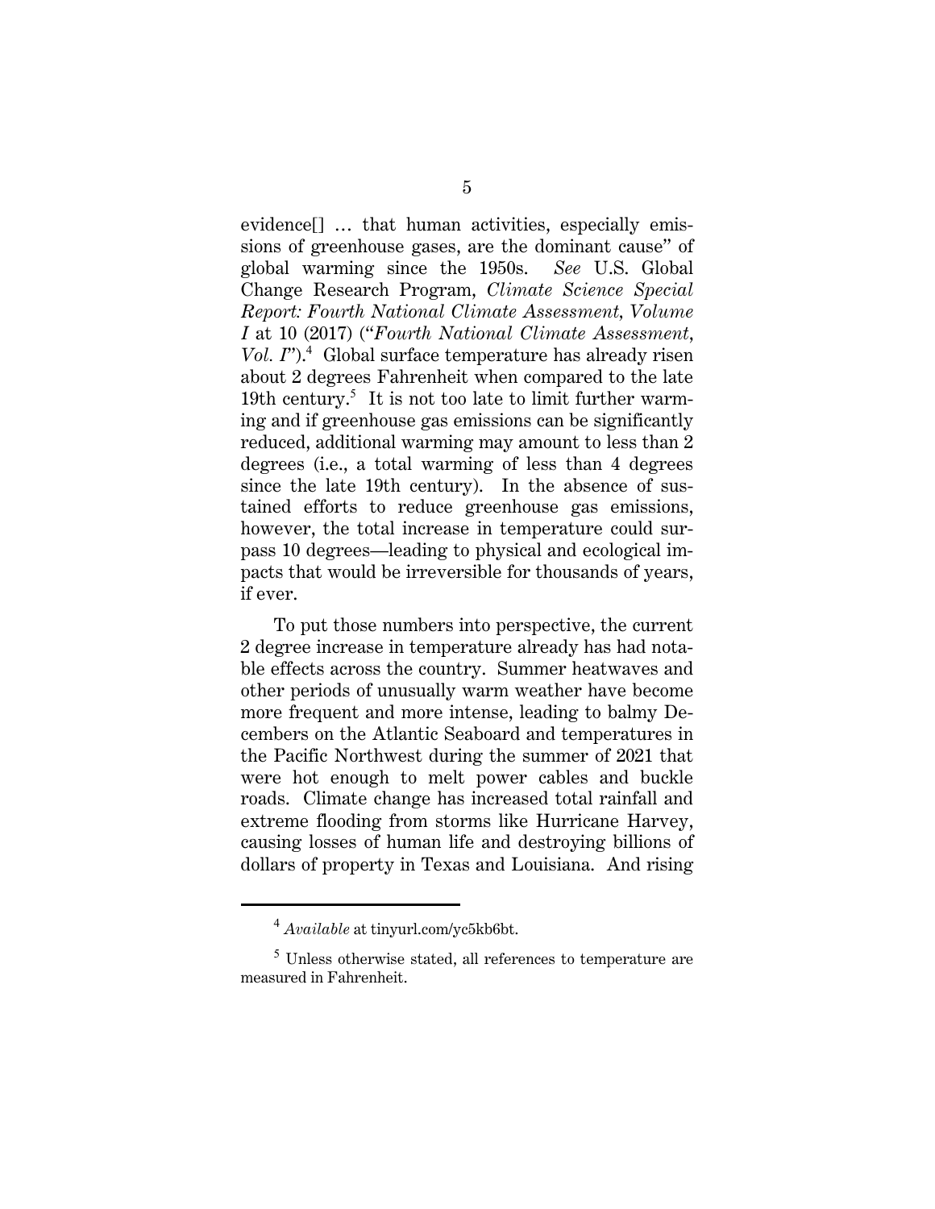evidence[] … that human activities, especially emissions of greenhouse gases, are the dominant cause" of global warming since the 1950s. *See* U.S. Global Change Research Program, *Climate Science Special Report: Fourth National Climate Assessment, Volume I* at 10 (2017) ("*Fourth National Climate Assessment, Vol. I*").[4] Global surface temperature has already risen about 2 degrees Fahrenheit when compared to the late 19th century.[5] It is not too late to limit further warming and if greenhouse gas emissions can be significantly reduced, additional warming may amount to less than 2 degrees (i.e., a total warming of less than 4 degrees since the late 19th century). In the absence of sustained efforts to reduce greenhouse gas emissions, however, the total increase in temperature could surpass 10 degrees—leading to physical and ecological impacts that would be irreversible for thousands of years, if ever.

To put those numbers into perspective, the current 2 degree increase in temperature already has had notable effects across the country. Summer heatwaves and other periods of unusually warm weather have become more frequent and more intense, leading to balmy Decembers on the Atlantic Seaboard and temperatures in the Pacific Northwest during the summer of 2021 that were hot enough to melt power cables and buckle roads. Climate change has increased total rainfall and extreme flooding from storms like Hurricane Harvey, causing losses of human life and destroying billions of dollars of property in Texas and Louisiana. And rising

---

[4] *Available* at tinyurl.com/yc5kb6bt.

[5] Unless otherwise stated, all references to temperature are measured in Fahrenheit.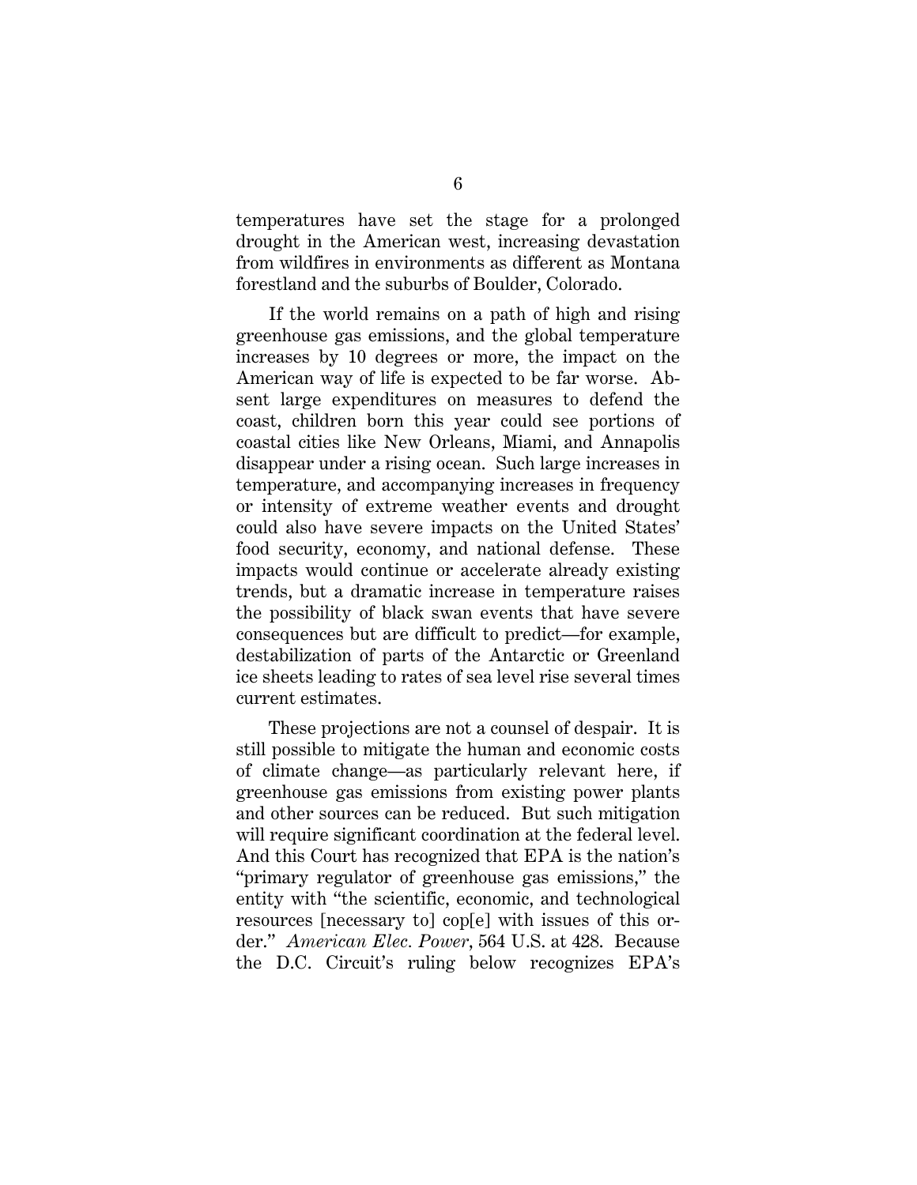temperatures have set the stage for a prolonged drought in the American west, increasing devastation from wildfires in environments as different as Montana forestland and the suburbs of Boulder, Colorado.

If the world remains on a path of high and rising greenhouse gas emissions, and the global temperature increases by 10 degrees or more, the impact on the American way of life is expected to be far worse. Absent large expenditures on measures to defend the coast, children born this year could see portions of coastal cities like New Orleans, Miami, and Annapolis disappear under a rising ocean. Such large increases in temperature, and accompanying increases in frequency or intensity of extreme weather events and drought could also have severe impacts on the United States' food security, economy, and national defense. These impacts would continue or accelerate already existing trends, but a dramatic increase in temperature raises the possibility of black swan events that have severe consequences but are difficult to predict—for example, destabilization of parts of the Antarctic or Greenland ice sheets leading to rates of sea level rise several times current estimates.

These projections are not a counsel of despair. It is still possible to mitigate the human and economic costs of climate change—as particularly relevant here, if greenhouse gas emissions from existing power plants and other sources can be reduced. But such mitigation will require significant coordination at the federal level. And this Court has recognized that EPA is the nation's "primary regulator of greenhouse gas emissions," the entity with "the scientific, economic, and technological resources [necessary to] cop[e] with issues of this order." *American Elec. Power*, 564 U.S. at 428. Because the D.C. Circuit's ruling below recognizes EPA's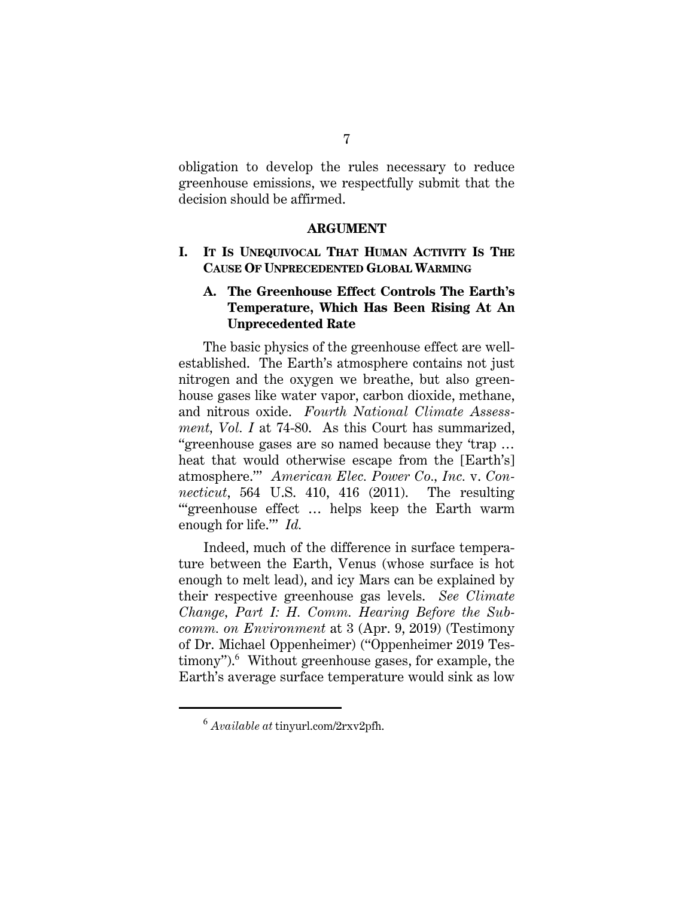obligation to develop the rules necessary to reduce greenhouse emissions, we respectfully submit that the decision should be affirmed.

## ARGUMENT

### I. It Is Unequivocal That Human Activity Is The Cause Of Unprecedented Global Warming

#### A. The Greenhouse Effect Controls The Earth's Temperature, Which Has Been Rising At An Unprecedented Rate

The basic physics of the greenhouse effect are well-established. The Earth's atmosphere contains not just nitrogen and the oxygen we breathe, but also greenhouse gases like water vapor, carbon dioxide, methane, and nitrous oxide. *Fourth National Climate Assessment, Vol. I* at 74-80. As this Court has summarized, "greenhouse gases are so named because they 'trap … heat that would otherwise escape from the [Earth's] atmosphere.'" *American Elec. Power Co., Inc.* v. *Connecticut*, 564 U.S. 410, 416 (2011). The resulting "'greenhouse effect … helps keep the Earth warm enough for life.'" *Id.*

Indeed, much of the difference in surface temperature between the Earth, Venus (whose surface is hot enough to melt lead), and icy Mars can be explained by their respective greenhouse gas levels. *See Climate Change, Part I: H. Comm. Hearing Before the Subcomm. on Environment* at 3 (Apr. 9, 2019) (Testimony of Dr. Michael Oppenheimer) ("Oppenheimer 2019 Testimony").[6] Without greenhouse gases, for example, the Earth's average surface temperature would sink as low

[6] *Available at* tinyurl.com/2rxv2pfh.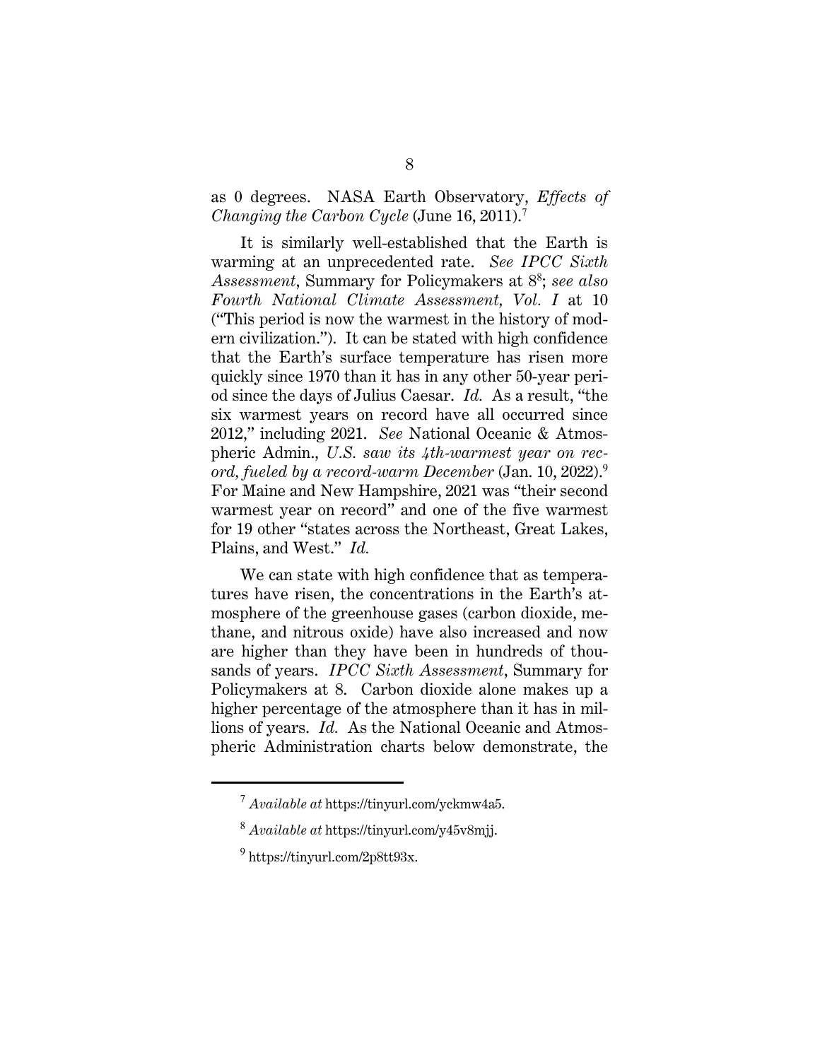as 0 degrees. NASA Earth Observatory, *Effects of Changing the Carbon Cycle* (June 16, 2011).[7]

It is similarly well-established that the Earth is warming at an unprecedented rate. *See IPCC Sixth Assessment*, Summary for Policymakers at 8[8]; *see also Fourth National Climate Assessment, Vol. I* at 10 ("This period is now the warmest in the history of modern civilization."). It can be stated with high confidence that the Earth's surface temperature has risen more quickly since 1970 than it has in any other 50-year period since the days of Julius Caesar. *Id.* As a result, "the six warmest years on record have all occurred since 2012," including 2021. *See* National Oceanic & Atmospheric Admin., *U.S. saw its 4th-warmest year on record, fueled by a record-warm December* (Jan. 10, 2022).[9] For Maine and New Hampshire, 2021 was "their second warmest year on record" and one of the five warmest for 19 other "states across the Northeast, Great Lakes, Plains, and West." *Id.*

We can state with high confidence that as temperatures have risen, the concentrations in the Earth's atmosphere of the greenhouse gases (carbon dioxide, methane, and nitrous oxide) have also increased and now are higher than they have been in hundreds of thousands of years. *IPCC Sixth Assessment*, Summary for Policymakers at 8. Carbon dioxide alone makes up a higher percentage of the atmosphere than it has in millions of years. *Id.* As the National Oceanic and Atmospheric Administration charts below demonstrate, the

---

[7] *Available at* https://tinyurl.com/yckmw4a5.

[8] *Available at* https://tinyurl.com/y45v8mjj.

[9] https://tinyurl.com/2p8tt93x.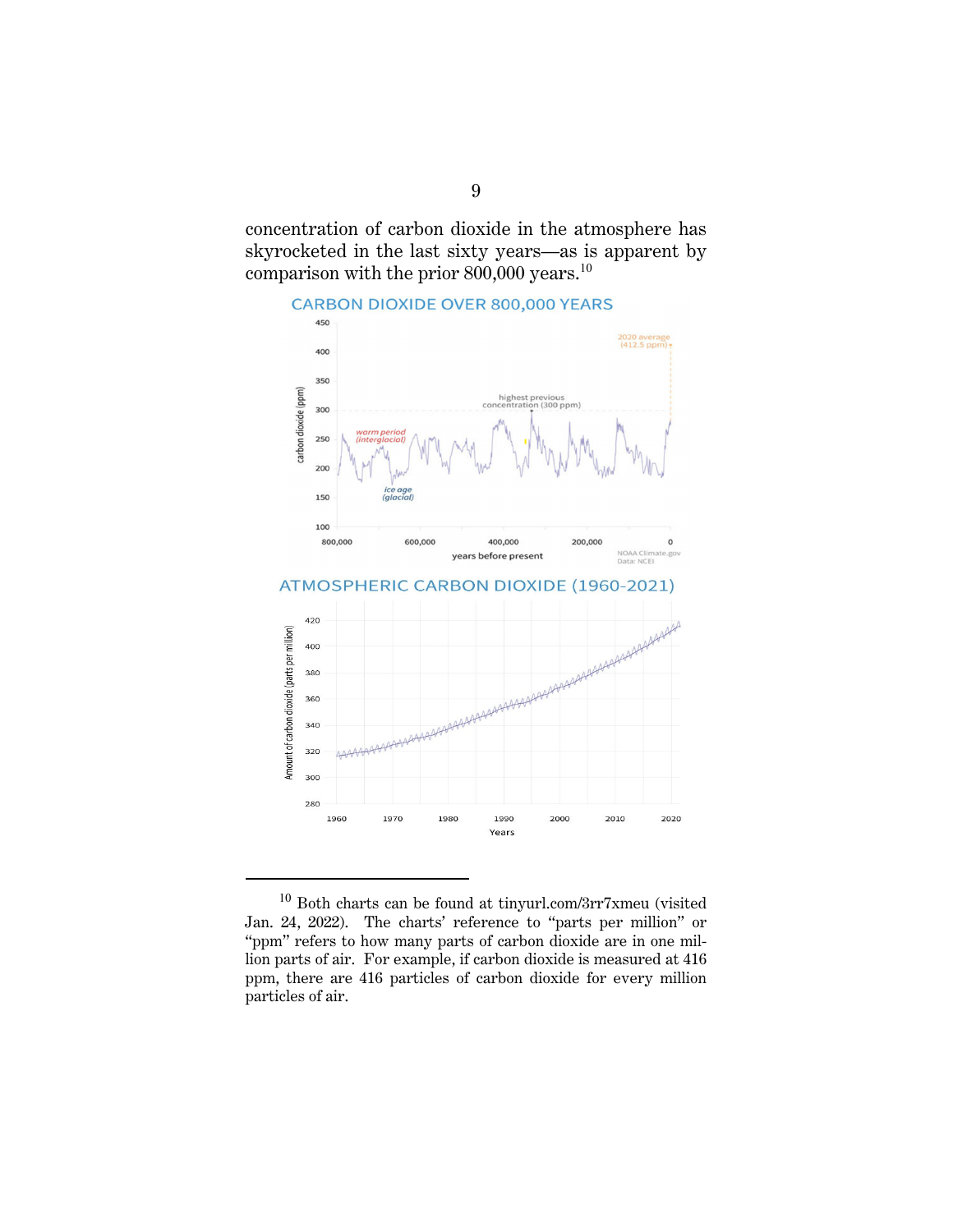concentration of carbon dioxide in the atmosphere has skyrocketed in the last sixty years—as is apparent by comparison with the prior 800,000 years.[10]

CARBON DIOXIDE OVER 800,000 YEARS

ATMOSPHERIC CARBON DIOXIDE (1960-2021)

---

[10] Both charts can be found at tinyurl.com/3rr7xmeu (visited Jan. 24, 2022). The charts' reference to "parts per million" or "ppm" refers to how many parts of carbon dioxide are in one million parts of air. For example, if carbon dioxide is measured at 416 ppm, there are 416 particles of carbon dioxide for every million particles of air.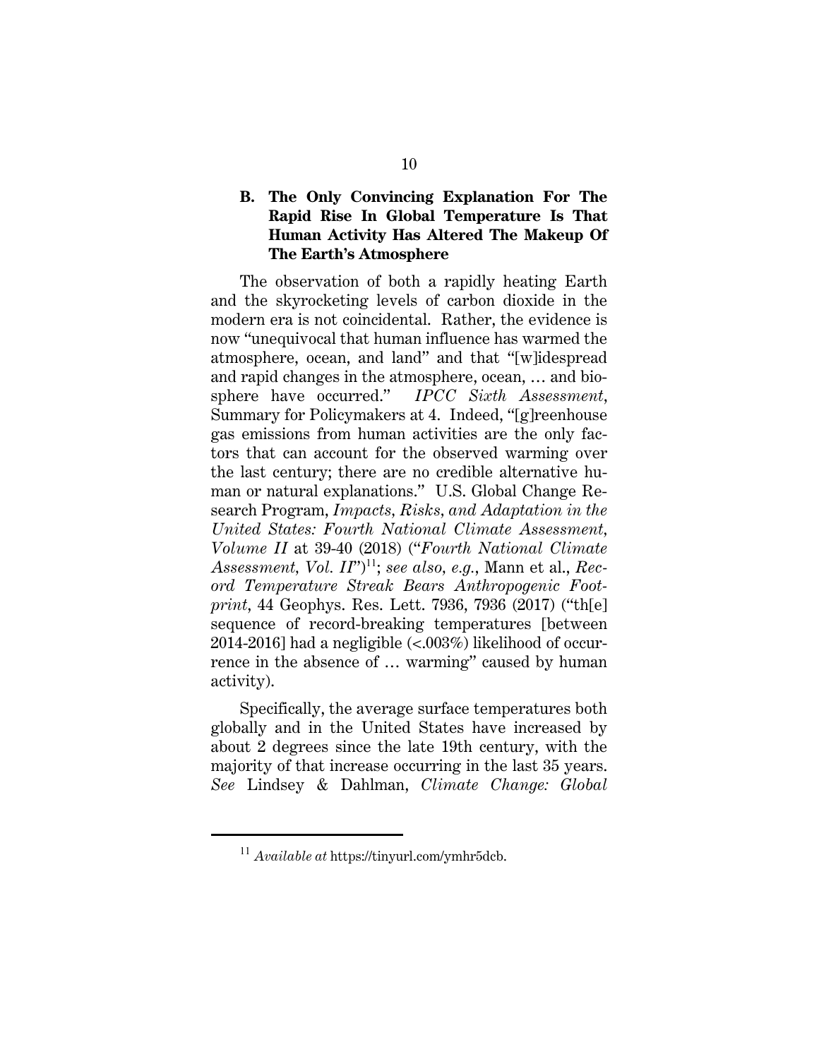### B. The Only Convincing Explanation For The Rapid Rise In Global Temperature Is That Human Activity Has Altered The Makeup Of The Earth's Atmosphere

The observation of both a rapidly heating Earth and the skyrocketing levels of carbon dioxide in the modern era is not coincidental. Rather, the evidence is now "unequivocal that human influence has warmed the atmosphere, ocean, and land" and that "[w]idespread and rapid changes in the atmosphere, ocean, … and biosphere have occurred." *IPCC Sixth Assessment*, Summary for Policymakers at 4. Indeed, "[g]reenhouse gas emissions from human activities are the only factors that can account for the observed warming over the last century; there are no credible alternative human or natural explanations." U.S. Global Change Research Program, *Impacts, Risks, and Adaptation in the United States: Fourth National Climate Assessment, Volume II* at 39-40 (2018) ("*Fourth National Climate Assessment, Vol. II*")[11]; *see also*, *e.g.*, Mann et al., *Record Temperature Streak Bears Anthropogenic Footprint*, 44 Geophys. Res. Lett. 7936, 7936 (2017) ("th[e] sequence of record-breaking temperatures [between 2014-2016] had a negligible (<.003%) likelihood of occurrence in the absence of … warming" caused by human activity).

Specifically, the average surface temperatures both globally and in the United States have increased by about 2 degrees since the late 19th century, with the majority of that increase occurring in the last 35 years. *See* Lindsey & Dahlman, *Climate Change: Global*

---

[11] *Available at* https://tinyurl.com/ymhr5dcb.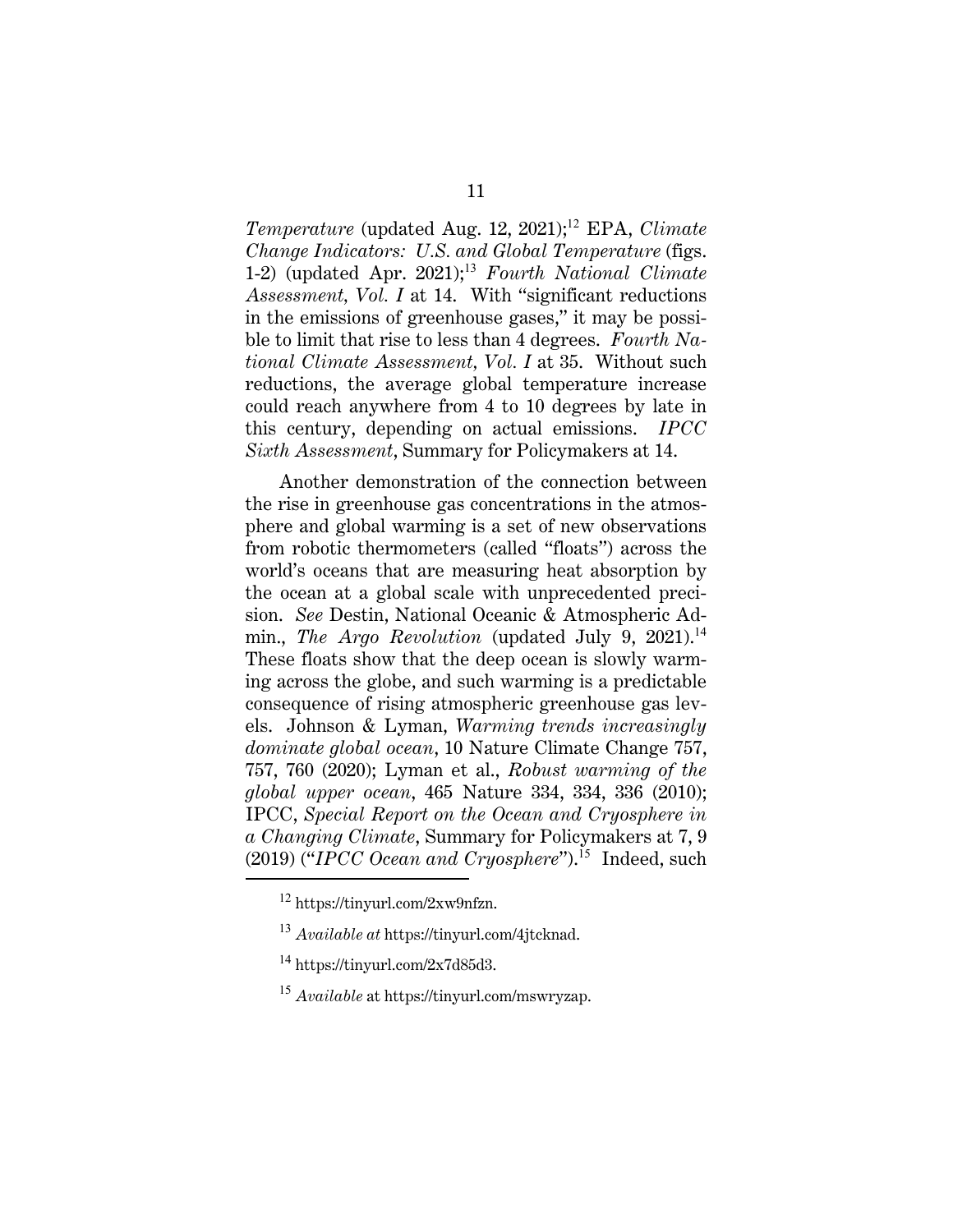*Temperature* (updated Aug. 12, 2021);[12] EPA, *Climate Change Indicators: U.S. and Global Temperature* (figs. 1-2) (updated Apr. 2021);[13] *Fourth National Climate Assessment, Vol. I* at 14. With "significant reductions in the emissions of greenhouse gases," it may be possible to limit that rise to less than 4 degrees. *Fourth National Climate Assessment, Vol. I* at 35. Without such reductions, the average global temperature increase could reach anywhere from 4 to 10 degrees by late in this century, depending on actual emissions. *IPCC Sixth Assessment*, Summary for Policymakers at 14.

Another demonstration of the connection between the rise in greenhouse gas concentrations in the atmosphere and global warming is a set of new observations from robotic thermometers (called "floats") across the world's oceans that are measuring heat absorption by the ocean at a global scale with unprecedented precision. *See* Destin, National Oceanic & Atmospheric Admin., *The Argo Revolution* (updated July 9, 2021).[14] These floats show that the deep ocean is slowly warming across the globe, and such warming is a predictable consequence of rising atmospheric greenhouse gas levels. Johnson & Lyman, *Warming trends increasingly dominate global ocean*, 10 Nature Climate Change 757, 757, 760 (2020); Lyman et al., *Robust warming of the global upper ocean*, 465 Nature 334, 334, 336 (2010); IPCC, *Special Report on the Ocean and Cryosphere in a Changing Climate*, Summary for Policymakers at 7, 9 (2019) ("*IPCC Ocean and Cryosphere*").[15] Indeed, such

---

[12] https://tinyurl.com/2xw9nfzn.

[13] *Available at* https://tinyurl.com/4jtcknad.

[14] https://tinyurl.com/2x7d85d3.

[15] *Available* at https://tinyurl.com/mswryzap.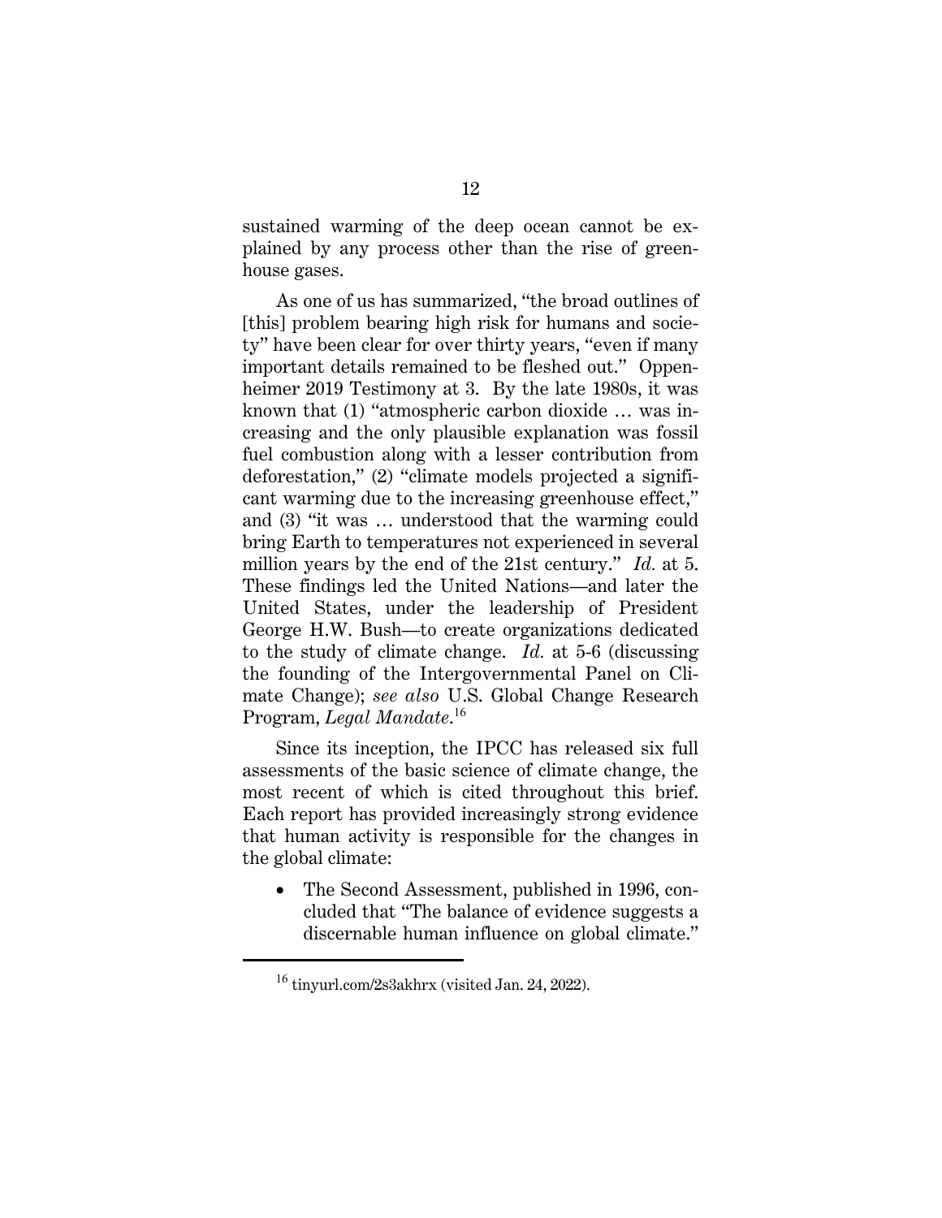sustained warming of the deep ocean cannot be explained by any process other than the rise of greenhouse gases.

As one of us has summarized, "the broad outlines of [this] problem bearing high risk for humans and society" have been clear for over thirty years, "even if many important details remained to be fleshed out." Oppenheimer 2019 Testimony at 3. By the late 1980s, it was known that (1) "atmospheric carbon dioxide … was increasing and the only plausible explanation was fossil fuel combustion along with a lesser contribution from deforestation," (2) "climate models projected a significant warming due to the increasing greenhouse effect," and (3) "it was … understood that the warming could bring Earth to temperatures not experienced in several million years by the end of the 21st century." *Id.* at 5. These findings led the United Nations—and later the United States, under the leadership of President George H.W. Bush—to create organizations dedicated to the study of climate change. *Id.* at 5-6 (discussing the founding of the Intergovernmental Panel on Climate Change); *see also* U.S. Global Change Research Program, *Legal Mandate*.[16]

Since its inception, the IPCC has released six full assessments of the basic science of climate change, the most recent of which is cited throughout this brief. Each report has provided increasingly strong evidence that human activity is responsible for the changes in the global climate:

- The Second Assessment, published in 1996, concluded that "The balance of evidence suggests a discernable human influence on global climate."

[16] tinyurl.com/2s3akhrx (visited Jan. 24, 2022).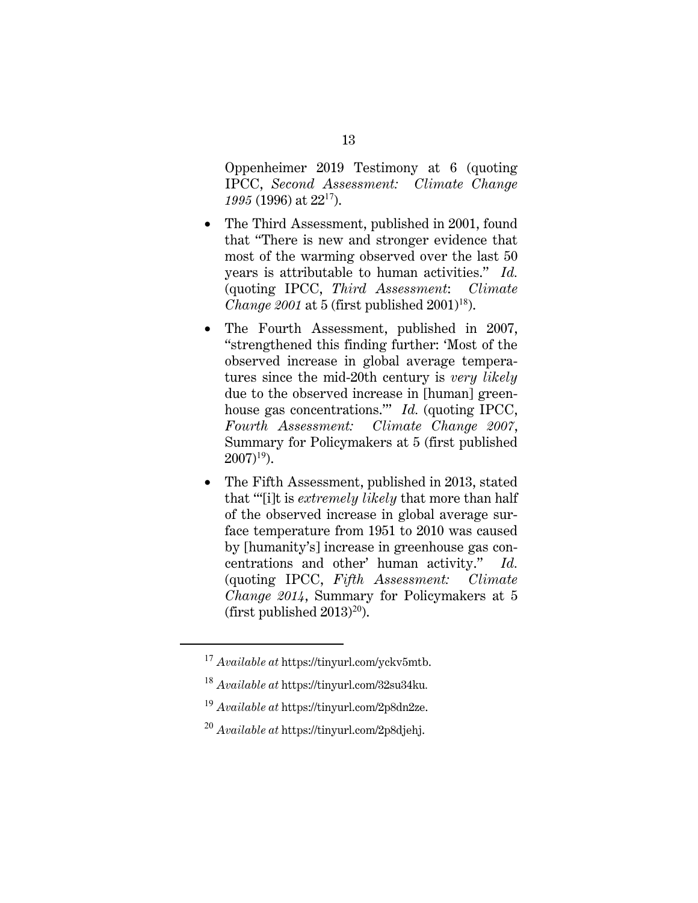Oppenheimer 2019 Testimony at 6 (quoting IPCC, *Second Assessment: Climate Change 1995* (1996) at 22[17]).

- The Third Assessment, published in 2001, found that "There is new and stronger evidence that most of the warming observed over the last 50 years is attributable to human activities." *Id.* (quoting IPCC, *Third Assessment*: *Climate Change 2001* at 5 (first published 2001)[18]).
- The Fourth Assessment, published in 2007, "strengthened this finding further: 'Most of the observed increase in global average temperatures since the mid-20th century is *very likely* due to the observed increase in [human] greenhouse gas concentrations.'" *Id.* (quoting IPCC, *Fourth Assessment: Climate Change 2007*, Summary for Policymakers at 5 (first published 2007)[19]).
- The Fifth Assessment, published in 2013, stated that "'[i]t is *extremely likely* that more than half of the observed increase in global average surface temperature from 1951 to 2010 was caused by [humanity's] increase in greenhouse gas concentrations and other' human activity." *Id.* (quoting IPCC, *Fifth Assessment: Climate Change 2014*, Summary for Policymakers at 5 (first published 2013)[20]).

[17] *Available at* https://tinyurl.com/yckv5mtb.

[18] *Available at* https://tinyurl.com/32su34ku.

[19] *Available at* https://tinyurl.com/2p8dn2ze.

[20] *Available at* https://tinyurl.com/2p8djehj.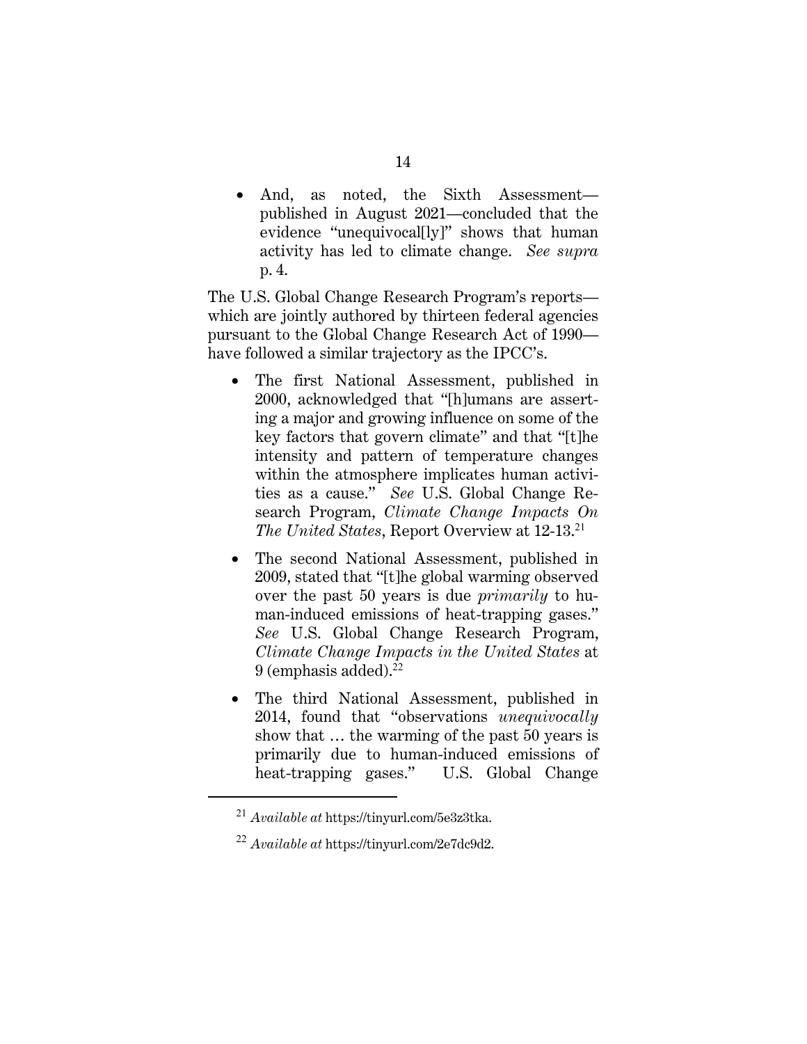- And, as noted, the Sixth Assessment—published in August 2021—concluded that the evidence "unequivocal[ly]" shows that human activity has led to climate change. *See supra* p. 4.

The U.S. Global Change Research Program's reports—which are jointly authored by thirteen federal agencies pursuant to the Global Change Research Act of 1990—have followed a similar trajectory as the IPCC's.

- The first National Assessment, published in 2000, acknowledged that "[h]umans are asserting a major and growing influence on some of the key factors that govern climate" and that "[t]he intensity and pattern of temperature changes within the atmosphere implicates human activities as a cause." *See* U.S. Global Change Research Program, *Climate Change Impacts On The United States*, Report Overview at 12-13.[21]

- The second National Assessment, published in 2009, stated that "[t]he global warming observed over the past 50 years is due *primarily* to human-induced emissions of heat-trapping gases." *See* U.S. Global Change Research Program, *Climate Change Impacts in the United States* at 9 (emphasis added).[22]

- The third National Assessment, published in 2014, found that "observations *unequivocally* show that … the warming of the past 50 years is primarily due to human-induced emissions of heat-trapping gases." U.S. Global Change

---

[21] *Available at* https://tinyurl.com/5e3z3tka.

[22] *Available at* https://tinyurl.com/2e7dc9d2.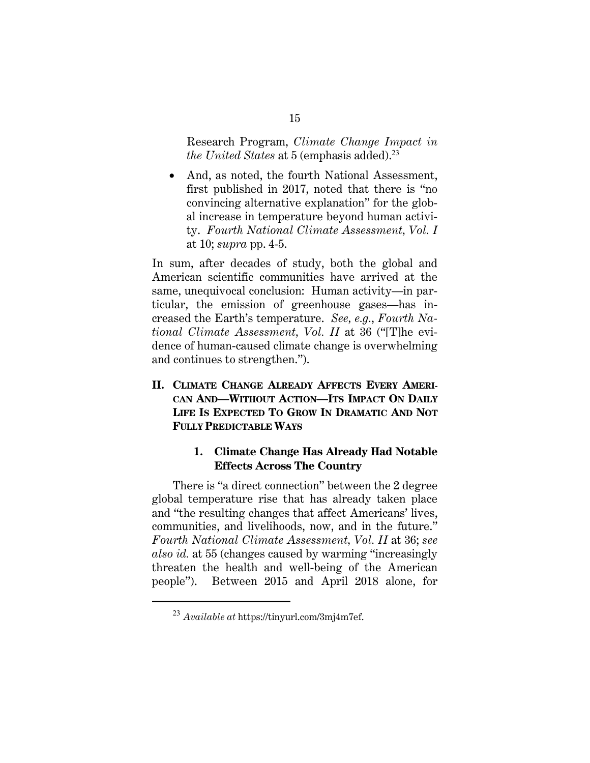Research Program, *Climate Change Impact in the United States* at 5 (emphasis added).[23]

- And, as noted, the fourth National Assessment, first published in 2017, noted that there is "no convincing alternative explanation" for the global increase in temperature beyond human activity. *Fourth National Climate Assessment, Vol. I* at 10; *supra* pp. 4-5.

In sum, after decades of study, both the global and American scientific communities have arrived at the same, unequivocal conclusion: Human activity—in particular, the emission of greenhouse gases—has increased the Earth's temperature. *See, e.g.*, *Fourth National Climate Assessment, Vol. II* at 36 ("[T]he evidence of human-caused climate change is overwhelming and continues to strengthen.").

## II. Climate Change Already Affects Every American And—Without Action—Its Impact On Daily Life Is Expected To Grow In Dramatic And Not Fully Predictable Ways

### 1. Climate Change Has Already Had Notable Effects Across The Country

There is "a direct connection" between the 2 degree global temperature rise that has already taken place and "the resulting changes that affect Americans' lives, communities, and livelihoods, now, and in the future." *Fourth National Climate Assessment, Vol. II* at 36; *see also id.* at 55 (changes caused by warming "increasingly threaten the health and well-being of the American people"). Between 2015 and April 2018 alone, for

[23] *Available at* https://tinyurl.com/3mj4m7ef.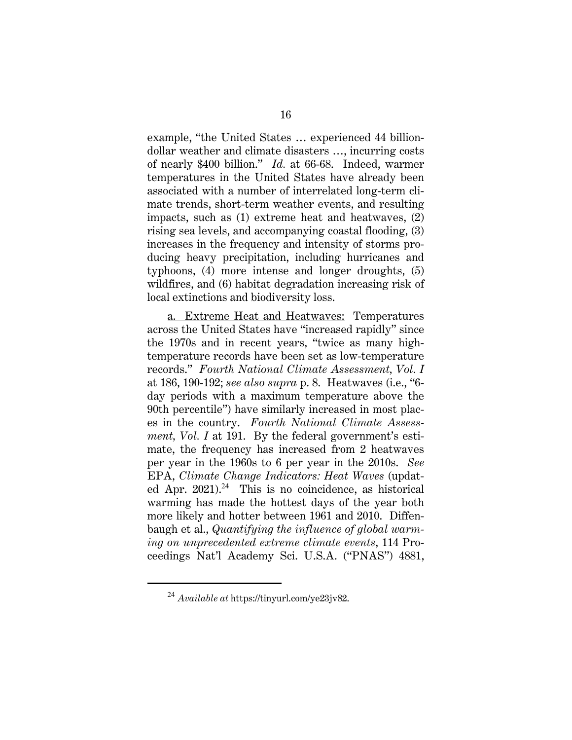example, "the United States … experienced 44 billion-dollar weather and climate disasters …, incurring costs of nearly $400 billion." *Id.* at 66-68. Indeed, warmer temperatures in the United States have already been associated with a number of interrelated long-term climate trends, short-term weather events, and resulting impacts, such as (1) extreme heat and heatwaves, (2) rising sea levels, and accompanying coastal flooding, (3) increases in the frequency and intensity of storms producing heavy precipitation, including hurricanes and typhoons, (4) more intense and longer droughts, (5) wildfires, and (6) habitat degradation increasing risk of local extinctions and biodiversity loss.

<u>a. Extreme Heat and Heatwaves:</u> Temperatures across the United States have "increased rapidly" since the 1970s and in recent years, "twice as many high-temperature records have been set as low-temperature records." *Fourth National Climate Assessment, Vol. I* at 186, 190-192; *see also supra* p. 8. Heatwaves (i.e., "6-day periods with a maximum temperature above the 90th percentile") have similarly increased in most places in the country. *Fourth National Climate Assessment, Vol. I* at 191. By the federal government's estimate, the frequency has increased from 2 heatwaves per year in the 1960s to 6 per year in the 2010s. *See* EPA, *Climate Change Indicators: Heat Waves* (updated Apr. 2021).[24] This is no coincidence, as historical warming has made the hottest days of the year both more likely and hotter between 1961 and 2010. Diffenbaugh et al., *Quantifying the influence of global warming on unprecedented extreme climate events*, 114 Proceedings Nat'l Academy Sci. U.S.A. ("PNAS") 4881,

---

[24] *Available at* https://tinyurl.com/ye23jv82.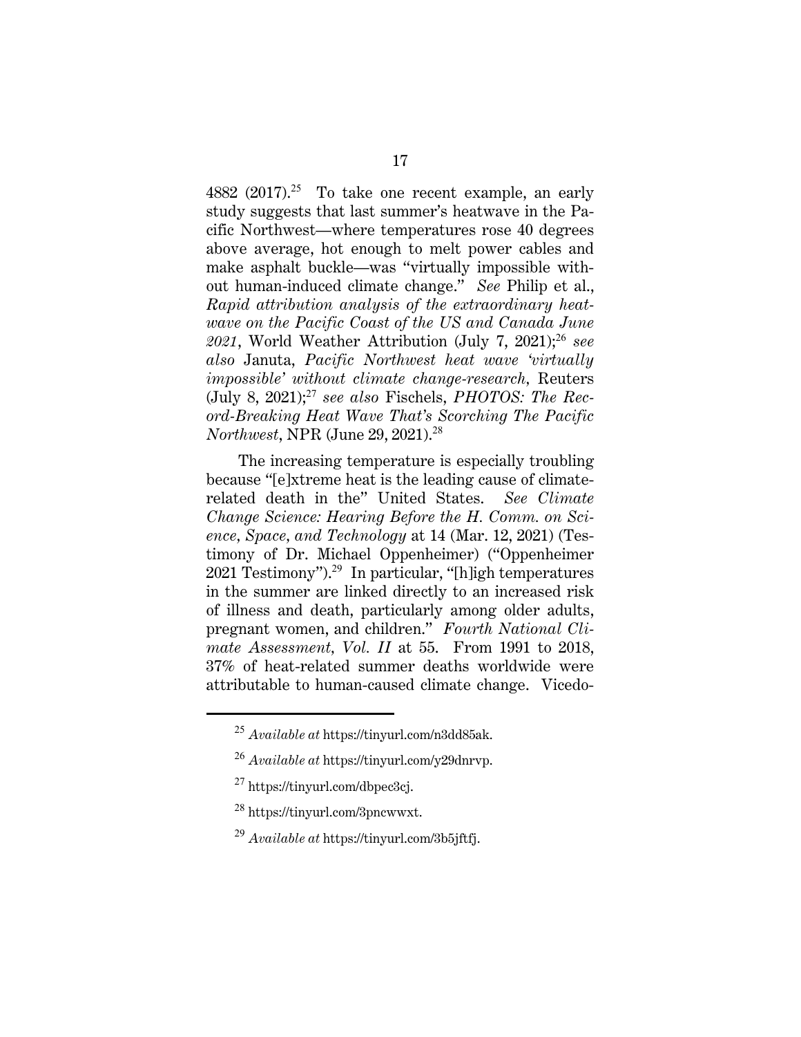4882 (2017).[25] To take one recent example, an early study suggests that last summer's heatwave in the Pacific Northwest—where temperatures rose 40 degrees above average, hot enough to melt power cables and make asphalt buckle—was "virtually impossible without human-induced climate change." *See* Philip et al., *Rapid attribution analysis of the extraordinary heatwave on the Pacific Coast of the US and Canada June 2021*, World Weather Attribution (July 7, 2021);[26] *see also* Januta, *Pacific Northwest heat wave 'virtually impossible' without climate change-research*, Reuters (July 8, 2021);[27] *see also* Fischels, *PHOTOS: The Record-Breaking Heat Wave That's Scorching The Pacific Northwest*, NPR (June 29, 2021).[28]

The increasing temperature is especially troubling because "[e]xtreme heat is the leading cause of climate-related death in the" United States. *See Climate Change Science: Hearing Before the H. Comm. on Science, Space, and Technology* at 14 (Mar. 12, 2021) (Testimony of Dr. Michael Oppenheimer) ("Oppenheimer 2021 Testimony").[29] In particular, "[h]igh temperatures in the summer are linked directly to an increased risk of illness and death, particularly among older adults, pregnant women, and children." *Fourth National Climate Assessment, Vol. II* at 55. From 1991 to 2018, 37% of heat-related summer deaths worldwide were attributable to human-caused climate change. Vicedo-

---

[25] *Available at* https://tinyurl.com/n3dd85ak.

[26] *Available at* https://tinyurl.com/y29dnrvp.

[27] https://tinyurl.com/dbpec3cj.

[28] https://tinyurl.com/3pncwwxt.

[29] *Available at* https://tinyurl.com/3b5jftfj.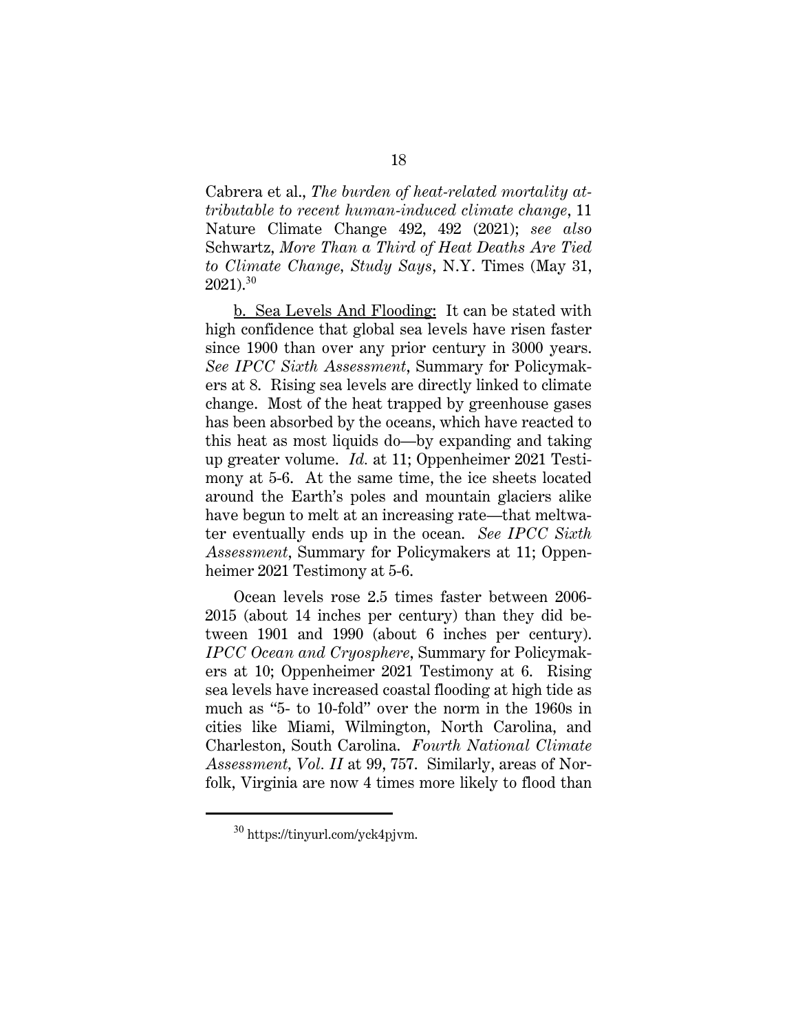Cabrera et al., *The burden of heat-related mortality attributable to recent human-induced climate change*, 11 Nature Climate Change 492, 492 (2021); *see also* Schwartz, *More Than a Third of Heat Deaths Are Tied to Climate Change, Study Says*, N.Y. Times (May 31, 2021).[30]

b. Sea Levels And Flooding: It can be stated with high confidence that global sea levels have risen faster since 1900 than over any prior century in 3000 years. *See IPCC Sixth Assessment*, Summary for Policymakers at 8. Rising sea levels are directly linked to climate change. Most of the heat trapped by greenhouse gases has been absorbed by the oceans, which have reacted to this heat as most liquids do—by expanding and taking up greater volume. *Id.* at 11; Oppenheimer 2021 Testimony at 5-6. At the same time, the ice sheets located around the Earth's poles and mountain glaciers alike have begun to melt at an increasing rate—that meltwater eventually ends up in the ocean. *See IPCC Sixth Assessment*, Summary for Policymakers at 11; Oppenheimer 2021 Testimony at 5-6.

Ocean levels rose 2.5 times faster between 2006-2015 (about 14 inches per century) than they did between 1901 and 1990 (about 6 inches per century). *IPCC Ocean and Cryosphere*, Summary for Policymakers at 10; Oppenheimer 2021 Testimony at 6. Rising sea levels have increased coastal flooding at high tide as much as "5- to 10-fold" over the norm in the 1960s in cities like Miami, Wilmington, North Carolina, and Charleston, South Carolina. *Fourth National Climate Assessment, Vol. II* at 99, 757. Similarly, areas of Norfolk, Virginia are now 4 times more likely to flood than

[30] https://tinyurl.com/yck4pjvm.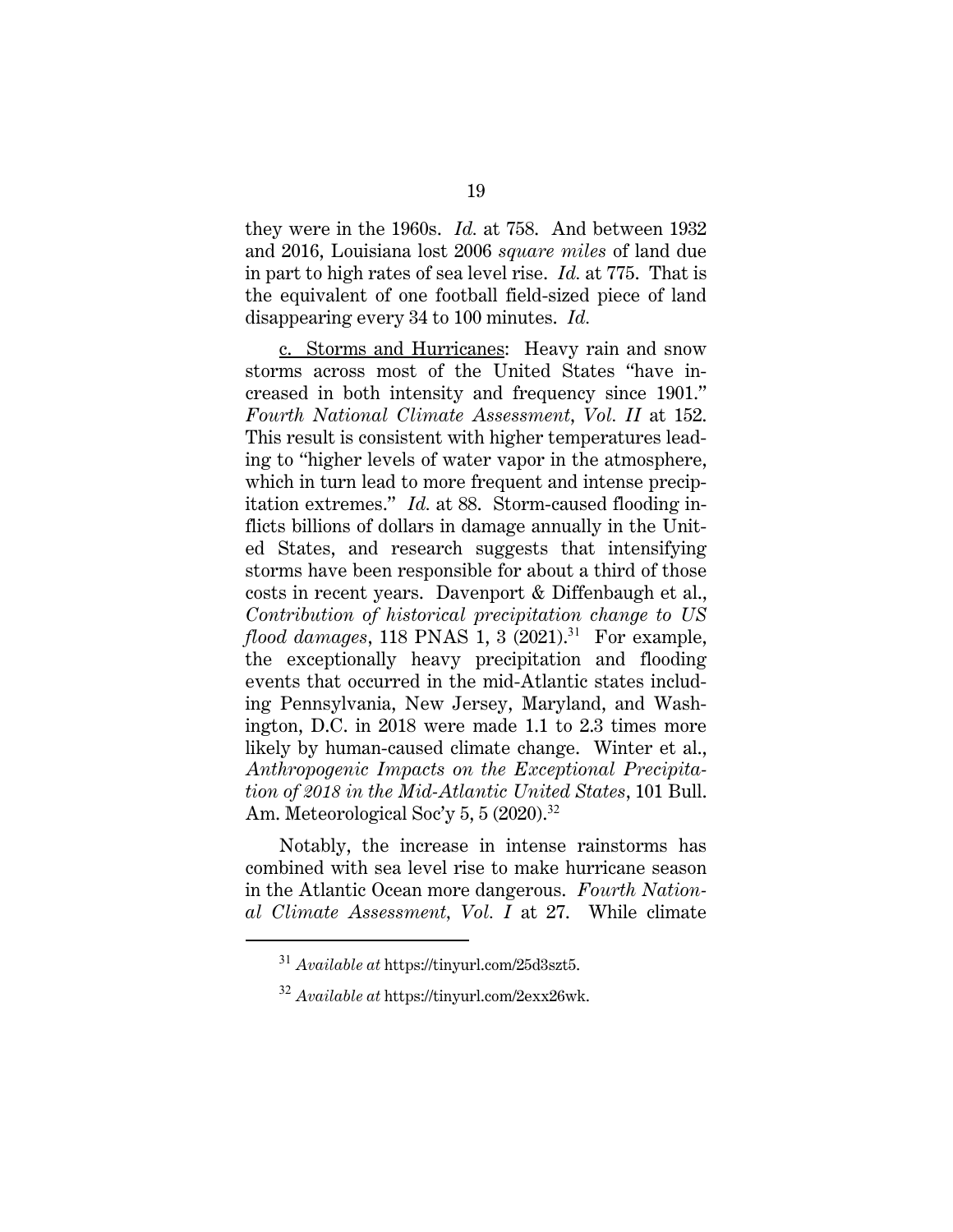they were in the 1960s. *Id.* at 758. And between 1932 and 2016, Louisiana lost 2006 *square miles* of land due in part to high rates of sea level rise. *Id.* at 775. That is the equivalent of one football field-sized piece of land disappearing every 34 to 100 minutes. *Id.*

c. Storms and Hurricanes: Heavy rain and snow storms across most of the United States "have increased in both intensity and frequency since 1901." *Fourth National Climate Assessment, Vol. II* at 152. This result is consistent with higher temperatures leading to "higher levels of water vapor in the atmosphere, which in turn lead to more frequent and intense precipitation extremes." *Id.* at 88. Storm-caused flooding inflicts billions of dollars in damage annually in the United States, and research suggests that intensifying storms have been responsible for about a third of those costs in recent years. Davenport & Diffenbaugh et al., *Contribution of historical precipitation change to US flood damages*, 118 PNAS 1, 3 (2021).[31] For example, the exceptionally heavy precipitation and flooding events that occurred in the mid-Atlantic states including Pennsylvania, New Jersey, Maryland, and Washington, D.C. in 2018 were made 1.1 to 2.3 times more likely by human-caused climate change. Winter et al., *Anthropogenic Impacts on the Exceptional Precipitation of 2018 in the Mid-Atlantic United States*, 101 Bull. Am. Meteorological Soc'y 5, 5 (2020).[32]

Notably, the increase in intense rainstorms has combined with sea level rise to make hurricane season in the Atlantic Ocean more dangerous. *Fourth National Climate Assessment, Vol. I* at 27. While climate

---

[31] *Available at* https://tinyurl.com/25d3szt5.

[32] *Available at* https://tinyurl.com/2exx26wk.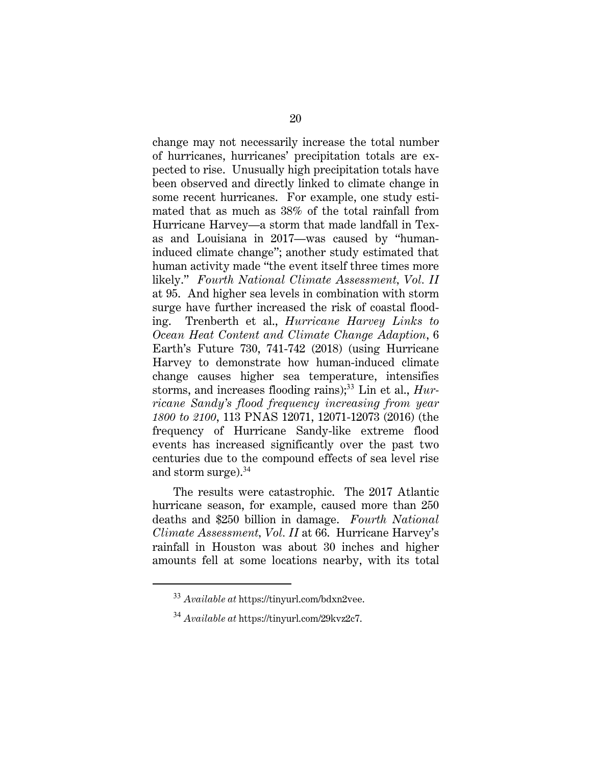change may not necessarily increase the total number of hurricanes, hurricanes' precipitation totals are expected to rise. Unusually high precipitation totals have been observed and directly linked to climate change in some recent hurricanes. For example, one study estimated that as much as 38% of the total rainfall from Hurricane Harvey—a storm that made landfall in Texas and Louisiana in 2017—was caused by "human-induced climate change"; another study estimated that human activity made "the event itself three times more likely." *Fourth National Climate Assessment, Vol. II* at 95. And higher sea levels in combination with storm surge have further increased the risk of coastal flooding. Trenberth et al., *Hurricane Harvey Links to Ocean Heat Content and Climate Change Adaption*, 6 Earth's Future 730, 741-742 (2018) (using Hurricane Harvey to demonstrate how human-induced climate change causes higher sea temperature, intensifies storms, and increases flooding rains);[33] Lin et al., *Hurricane Sandy's flood frequency increasing from year 1800 to 2100*, 113 PNAS 12071, 12071-12073 (2016) (the frequency of Hurricane Sandy-like extreme flood events has increased significantly over the past two centuries due to the compound effects of sea level rise and storm surge).[34]

The results were catastrophic. The 2017 Atlantic hurricane season, for example, caused more than 250 deaths and $250 billion in damage. *Fourth National Climate Assessment, Vol. II* at 66. Hurricane Harvey's rainfall in Houston was about 30 inches and higher amounts fell at some locations nearby, with its total

---

[33] *Available at* https://tinyurl.com/bdxn2vee.

[34] *Available at* https://tinyurl.com/29kvz2c7.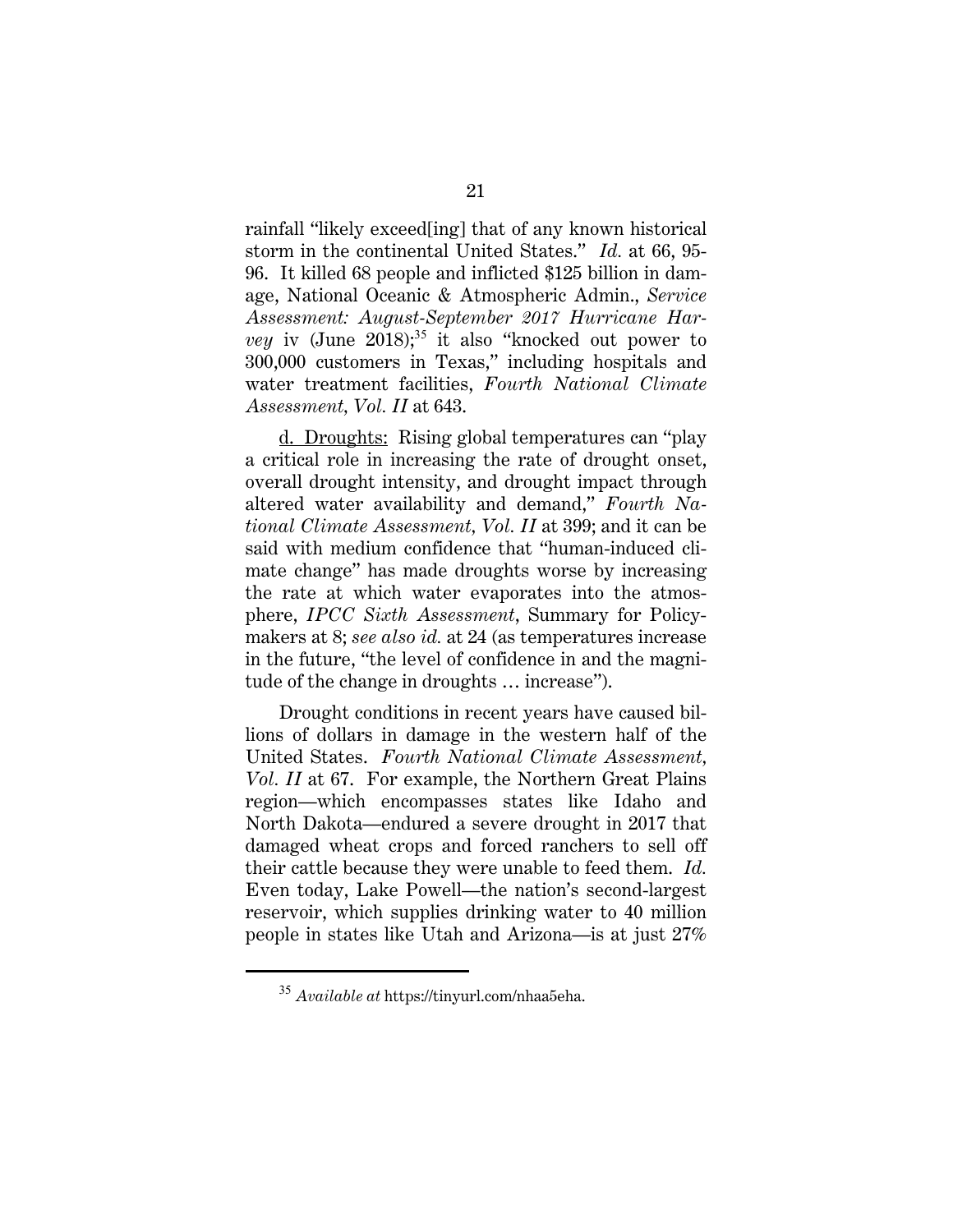rainfall "likely exceed[ing] that of any known historical storm in the continental United States." *Id.* at 66, 95-96. It killed 68 people and inflicted $125 billion in damage, National Oceanic & Atmospheric Admin., *Service Assessment: August-September 2017 Hurricane Harvey* iv (June 2018);[35] it also "knocked out power to 300,000 customers in Texas," including hospitals and water treatment facilities, *Fourth National Climate Assessment, Vol. II* at 643.

d. Droughts: Rising global temperatures can "play a critical role in increasing the rate of drought onset, overall drought intensity, and drought impact through altered water availability and demand," *Fourth National Climate Assessment, Vol. II* at 399; and it can be said with medium confidence that "human-induced climate change" has made droughts worse by increasing the rate at which water evaporates into the atmosphere, *IPCC Sixth Assessment*, Summary for Policymakers at 8; *see also id.* at 24 (as temperatures increase in the future, "the level of confidence in and the magnitude of the change in droughts … increase").

Drought conditions in recent years have caused billions of dollars in damage in the western half of the United States. *Fourth National Climate Assessment, Vol. II* at 67. For example, the Northern Great Plains region—which encompasses states like Idaho and North Dakota—endured a severe drought in 2017 that damaged wheat crops and forced ranchers to sell off their cattle because they were unable to feed them. *Id.* Even today, Lake Powell—the nation's second-largest reservoir, which supplies drinking water to 40 million people in states like Utah and Arizona—is at just 27%

---

[35] *Available at* https://tinyurl.com/nhaa5eha.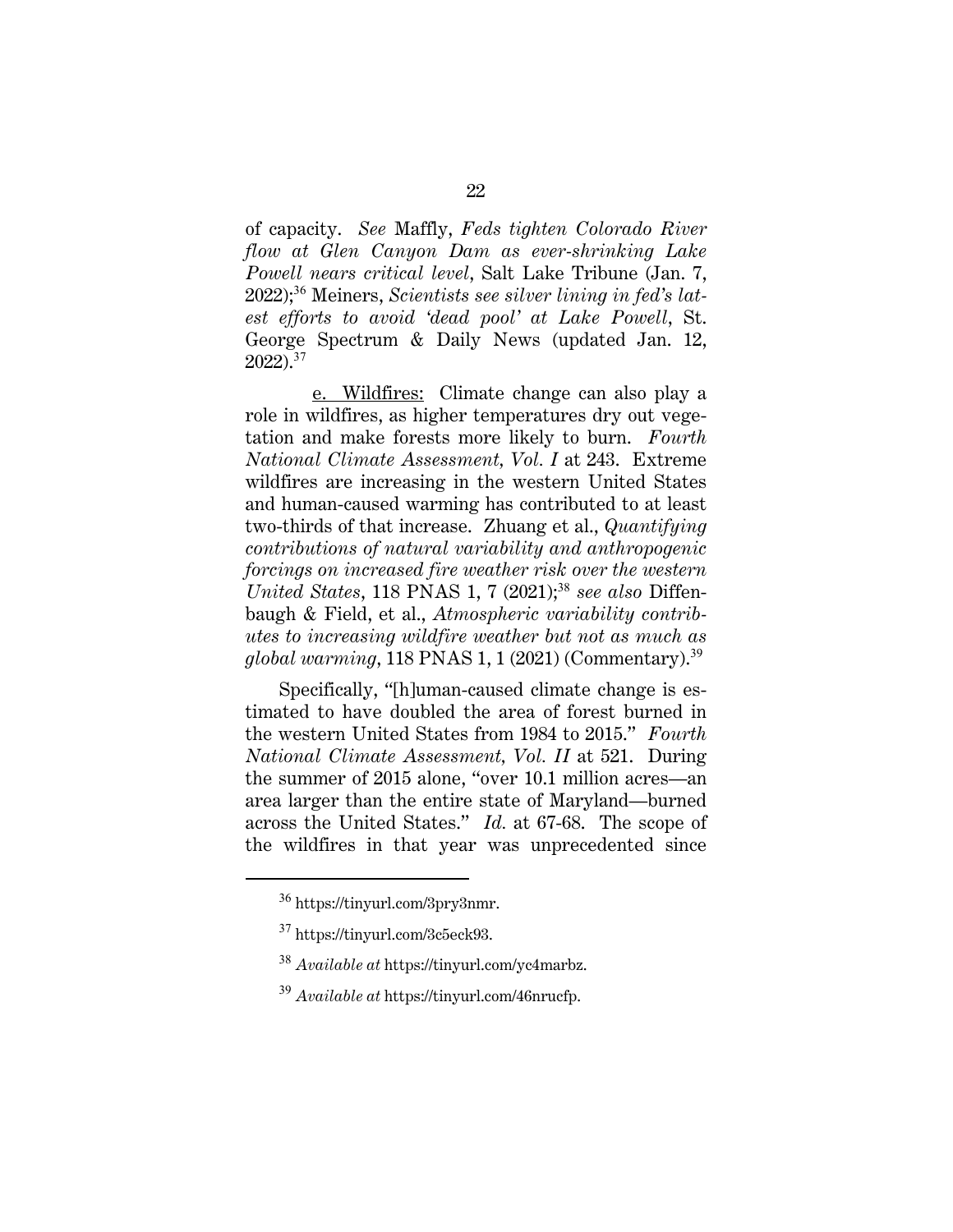of capacity. *See* Maffly, *Feds tighten Colorado River flow at Glen Canyon Dam as ever-shrinking Lake Powell nears critical level*, Salt Lake Tribune (Jan. 7, 2022);[36] Meiners, *Scientists see silver lining in fed's latest efforts to avoid 'dead pool' at Lake Powell*, St. George Spectrum & Daily News (updated Jan. 12, 2022).[37]

e. Wildfires: Climate change can also play a role in wildfires, as higher temperatures dry out vegetation and make forests more likely to burn. *Fourth National Climate Assessment, Vol. I* at 243. Extreme wildfires are increasing in the western United States and human-caused warming has contributed to at least two-thirds of that increase. Zhuang et al., *Quantifying contributions of natural variability and anthropogenic forcings on increased fire weather risk over the western United States*, 118 PNAS 1, 7 (2021);[38] *see also* Diffenbaugh & Field, et al., *Atmospheric variability contributes to increasing wildfire weather but not as much as global warming*, 118 PNAS 1, 1 (2021) (Commentary).[39]

Specifically, "[h]uman-caused climate change is estimated to have doubled the area of forest burned in the western United States from 1984 to 2015." *Fourth National Climate Assessment, Vol. II* at 521. During the summer of 2015 alone, "over 10.1 million acres—an area larger than the entire state of Maryland—burned across the United States." *Id.* at 67-68. The scope of the wildfires in that year was unprecedented since

---

[36] https://tinyurl.com/3pry3nmr.

[37] https://tinyurl.com/3c5eck93.

[38] *Available at* https://tinyurl.com/yc4marbz.

[39] *Available at* https://tinyurl.com/46nrucfp.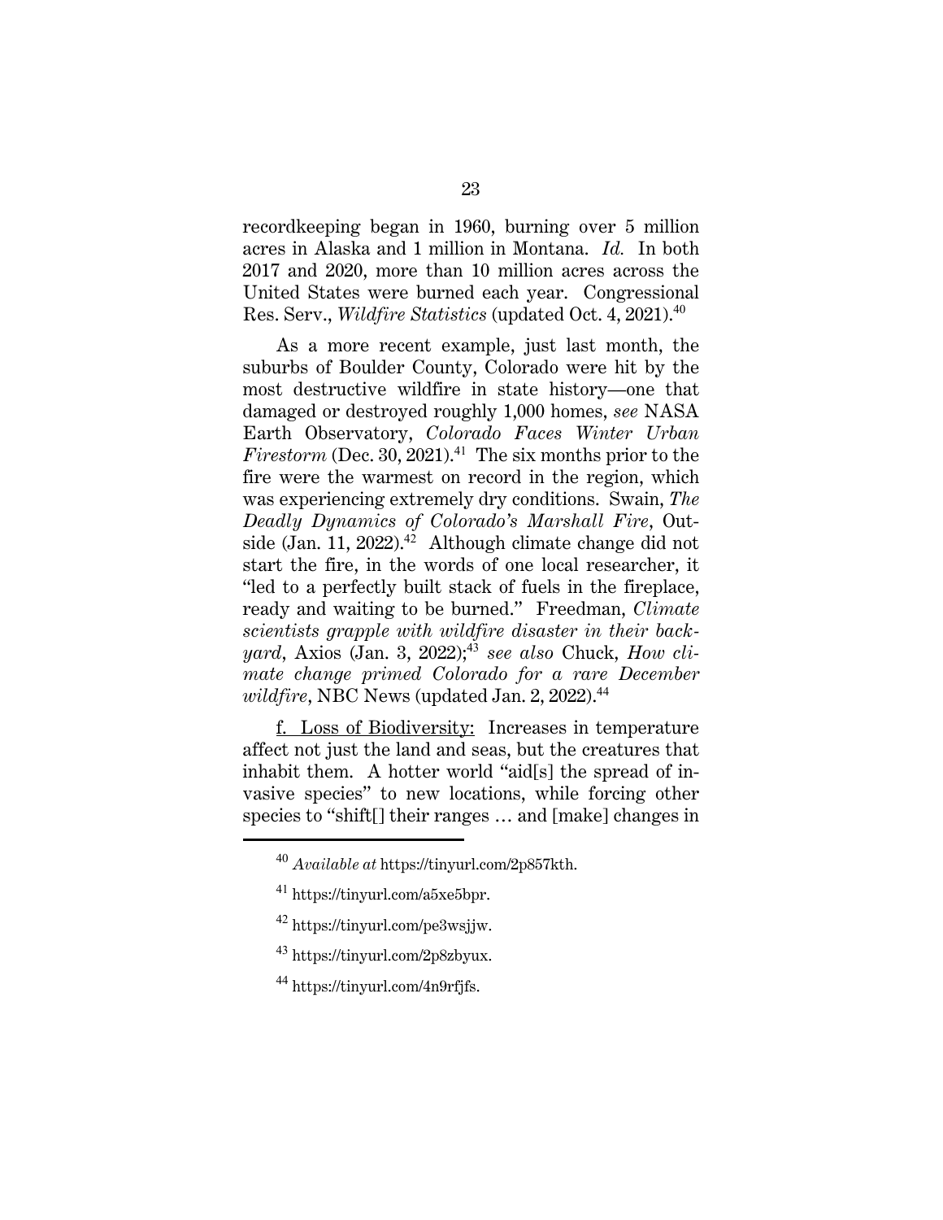recordkeeping began in 1960, burning over 5 million acres in Alaska and 1 million in Montana. *Id.* In both 2017 and 2020, more than 10 million acres across the United States were burned each year. Congressional Res. Serv., *Wildfire Statistics* (updated Oct. 4, 2021).[40]

As a more recent example, just last month, the suburbs of Boulder County, Colorado were hit by the most destructive wildfire in state history—one that damaged or destroyed roughly 1,000 homes, *see* NASA Earth Observatory, *Colorado Faces Winter Urban Firestorm* (Dec. 30, 2021).[41] The six months prior to the fire were the warmest on record in the region, which was experiencing extremely dry conditions. Swain, *The Deadly Dynamics of Colorado's Marshall Fire*, Outside (Jan. 11, 2022).[42] Although climate change did not start the fire, in the words of one local researcher, it "led to a perfectly built stack of fuels in the fireplace, ready and waiting to be burned." Freedman, *Climate scientists grapple with wildfire disaster in their backyard*, Axios (Jan. 3, 2022);[43] *see also* Chuck, *How climate change primed Colorado for a rare December wildfire*, NBC News (updated Jan. 2, 2022).[44]

<u>f. Loss of Biodiversity:</u> Increases in temperature affect not just the land and seas, but the creatures that inhabit them. A hotter world "aid[s] the spread of invasive species" to new locations, while forcing other species to "shift[] their ranges … and [make] changes in

---

[40] *Available at* https://tinyurl.com/2p857kth.

[41] https://tinyurl.com/a5xe5bpr.

[42] https://tinyurl.com/pe3wsjjw.

[43] https://tinyurl.com/2p8zbyux.

[44] https://tinyurl.com/4n9rfjfs.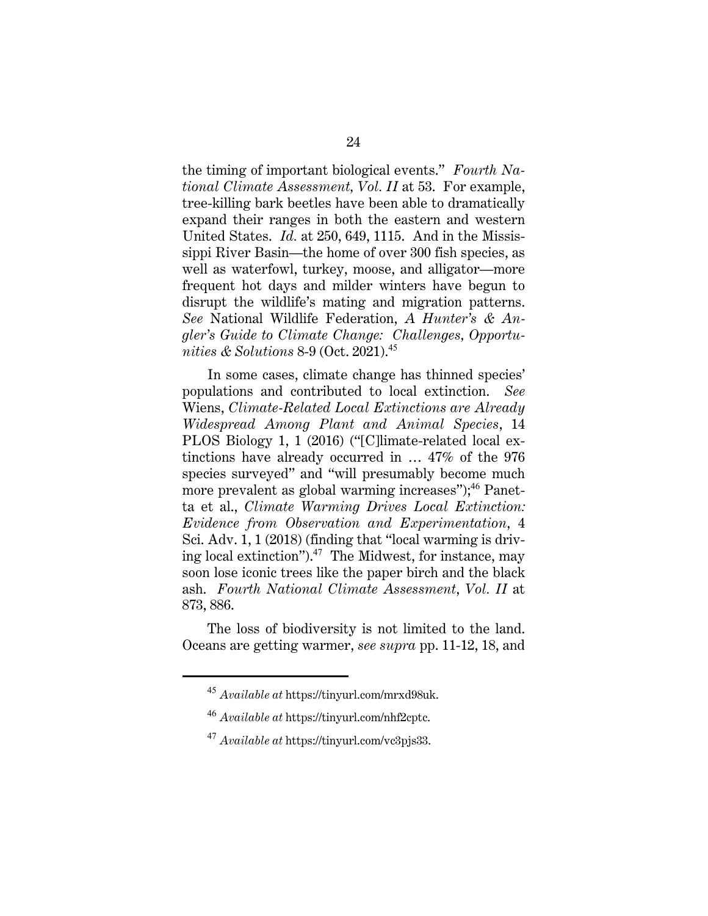the timing of important biological events." *Fourth National Climate Assessment, Vol. II* at 53. For example, tree-killing bark beetles have been able to dramatically expand their ranges in both the eastern and western United States. *Id.* at 250, 649, 1115. And in the Mississippi River Basin—the home of over 300 fish species, as well as waterfowl, turkey, moose, and alligator—more frequent hot days and milder winters have begun to disrupt the wildlife's mating and migration patterns. *See* National Wildlife Federation, *A Hunter's & Angler's Guide to Climate Change: Challenges, Opportunities & Solutions* 8-9 (Oct. 2021).[45]

In some cases, climate change has thinned species' populations and contributed to local extinction. *See* Wiens, *Climate-Related Local Extinctions are Already Widespread Among Plant and Animal Species*, 14 PLOS Biology 1, 1 (2016) ("[C]limate-related local extinctions have already occurred in … 47% of the 976 species surveyed" and "will presumably become much more prevalent as global warming increases");[46] Panetta et al., *Climate Warming Drives Local Extinction: Evidence from Observation and Experimentation*, 4 Sci. Adv. 1, 1 (2018) (finding that "local warming is driving local extinction").[47] The Midwest, for instance, may soon lose iconic trees like the paper birch and the black ash. *Fourth National Climate Assessment, Vol. II* at 873, 886.

The loss of biodiversity is not limited to the land. Oceans are getting warmer, *see supra* pp. 11-12, 18, and

---

[45] *Available at* https://tinyurl.com/mrxd98uk.

[46] *Available at* https://tinyurl.com/nhf2cptc.

[47] *Available at* https://tinyurl.com/vc3pjs33.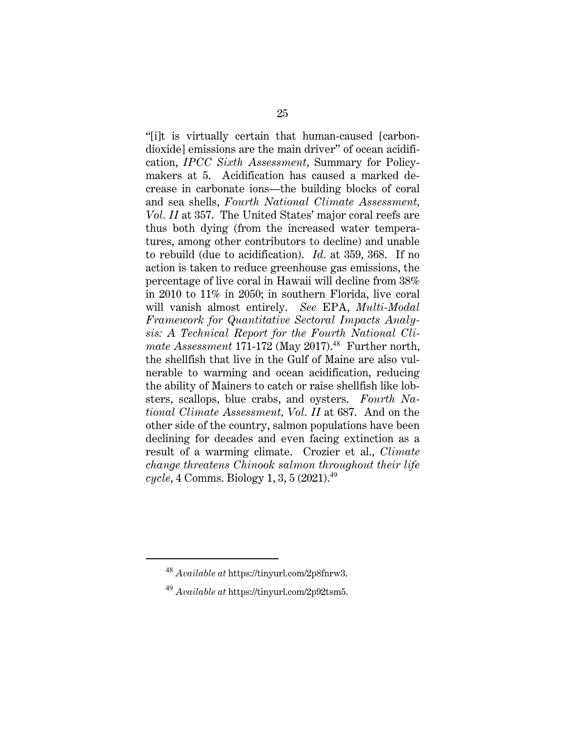"[i]t is virtually certain that human-caused [carbon-dioxide] emissions are the main driver" of ocean acidification, *IPCC Sixth Assessment*, Summary for Policymakers at 5. Acidification has caused a marked decrease in carbonate ions—the building blocks of coral and sea shells, *Fourth National Climate Assessment, Vol. II* at 357. The United States' major coral reefs are thus both dying (from the increased water temperatures, among other contributors to decline) and unable to rebuild (due to acidification). *Id.* at 359, 368. If no action is taken to reduce greenhouse gas emissions, the percentage of live coral in Hawaii will decline from 38% in 2010 to 11% in 2050; in southern Florida, live coral will vanish almost entirely. *See* EPA, *Multi-Modal Framework for Quantitative Sectoral Impacts Analysis: A Technical Report for the Fourth National Climate Assessment* 171-172 (May 2017).[48] Further north, the shellfish that live in the Gulf of Maine are also vulnerable to warming and ocean acidification, reducing the ability of Mainers to catch or raise shellfish like lobsters, scallops, blue crabs, and oysters. *Fourth National Climate Assessment, Vol. II* at 687. And on the other side of the country, salmon populations have been declining for decades and even facing extinction as a result of a warming climate. Crozier et al., *Climate change threatens Chinook salmon throughout their life cycle*, 4 Comms. Biology 1, 3, 5 (2021).[49]

[48] *Available at* https://tinyurl.com/2p8fnrw3.

[49] *Available at* https://tinyurl.com/2p92tsm5.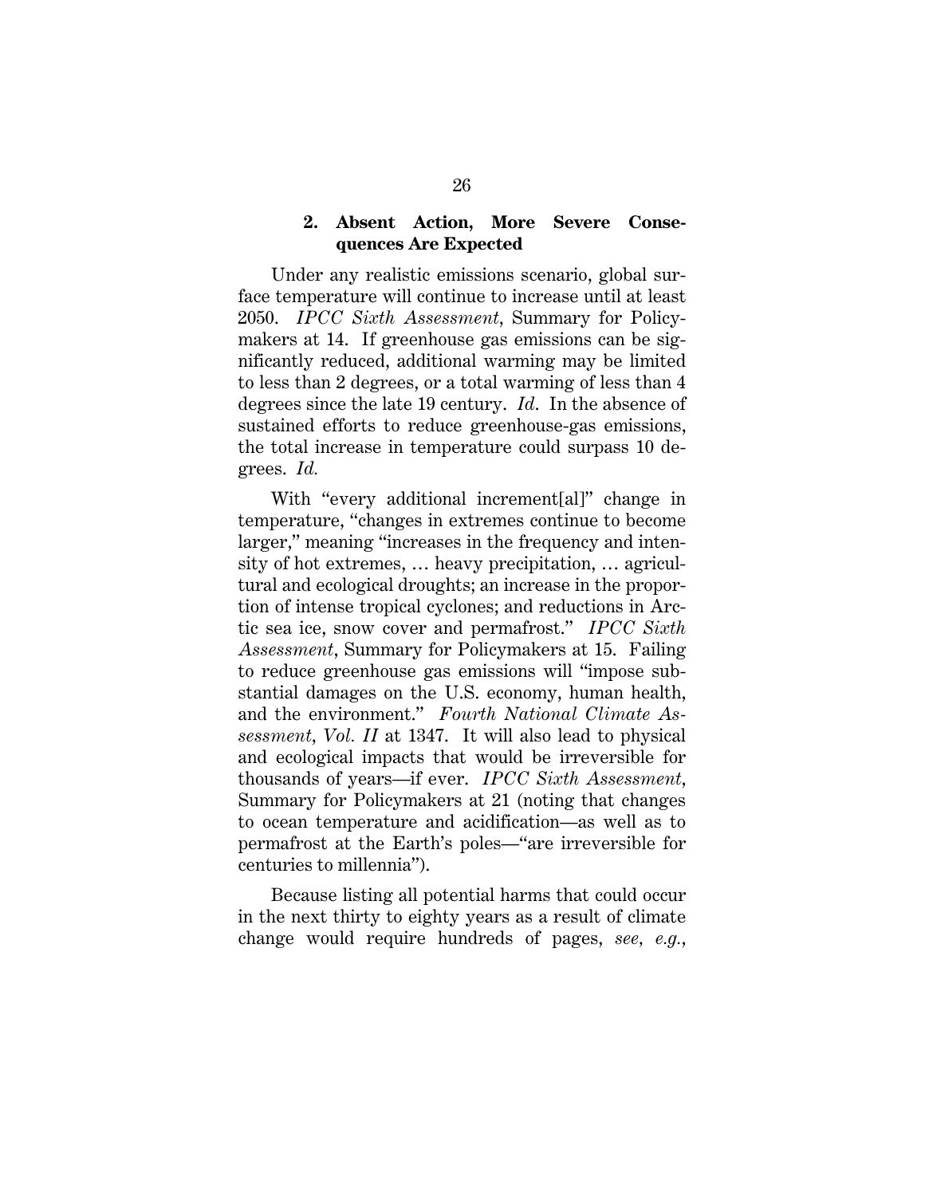### 2. Absent Action, More Severe Consequences Are Expected

Under any realistic emissions scenario, global surface temperature will continue to increase until at least 2050. *IPCC Sixth Assessment*, Summary for Policymakers at 14. If greenhouse gas emissions can be significantly reduced, additional warming may be limited to less than 2 degrees, or a total warming of less than 4 degrees since the late 19 century. *Id.* In the absence of sustained efforts to reduce greenhouse-gas emissions, the total increase in temperature could surpass 10 degrees. *Id.*

With "every additional increment[al]" change in temperature, "changes in extremes continue to become larger," meaning "increases in the frequency and intensity of hot extremes, … heavy precipitation, … agricultural and ecological droughts; an increase in the proportion of intense tropical cyclones; and reductions in Arctic sea ice, snow cover and permafrost." *IPCC Sixth Assessment*, Summary for Policymakers at 15. Failing to reduce greenhouse gas emissions will "impose substantial damages on the U.S. economy, human health, and the environment." *Fourth National Climate Assessment, Vol. II* at 1347. It will also lead to physical and ecological impacts that would be irreversible for thousands of years—if ever. *IPCC Sixth Assessment*, Summary for Policymakers at 21 (noting that changes to ocean temperature and acidification—as well as to permafrost at the Earth's poles—"are irreversible for centuries to millennia").

Because listing all potential harms that could occur in the next thirty to eighty years as a result of climate change would require hundreds of pages, *see, e.g.*,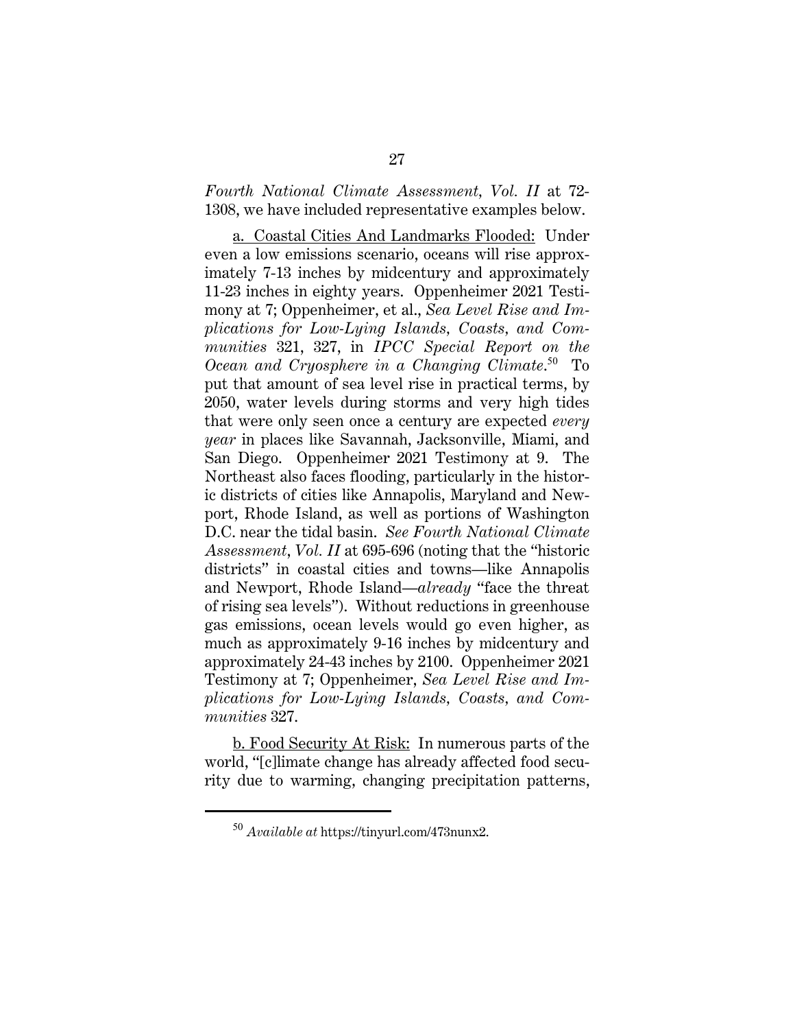*Fourth National Climate Assessment, Vol. II* at 72-1308, we have included representative examples below.

a. Coastal Cities And Landmarks Flooded: Under even a low emissions scenario, oceans will rise approximately 7-13 inches by midcentury and approximately 11-23 inches in eighty years. Oppenheimer 2021 Testimony at 7; Oppenheimer, et al., *Sea Level Rise and Implications for Low-Lying Islands, Coasts, and Communities* 321, 327, in *IPCC Special Report on the Ocean and Cryosphere in a Changing Climate*.[50] To put that amount of sea level rise in practical terms, by 2050, water levels during storms and very high tides that were only seen once a century are expected *every year* in places like Savannah, Jacksonville, Miami, and San Diego. Oppenheimer 2021 Testimony at 9. The Northeast also faces flooding, particularly in the historic districts of cities like Annapolis, Maryland and Newport, Rhode Island, as well as portions of Washington D.C. near the tidal basin. *See Fourth National Climate Assessment*, *Vol. II* at 695-696 (noting that the "historic districts" in coastal cities and towns—like Annapolis and Newport, Rhode Island—*already* "face the threat of rising sea levels"). Without reductions in greenhouse gas emissions, ocean levels would go even higher, as much as approximately 9-16 inches by midcentury and approximately 24-43 inches by 2100. Oppenheimer 2021 Testimony at 7; Oppenheimer, *Sea Level Rise and Implications for Low-Lying Islands, Coasts, and Communities* 327.

b. Food Security At Risk: In numerous parts of the world, "[c]limate change has already affected food security due to warming, changing precipitation patterns,

---

[50] *Available at* https://tinyurl.com/473nunx2.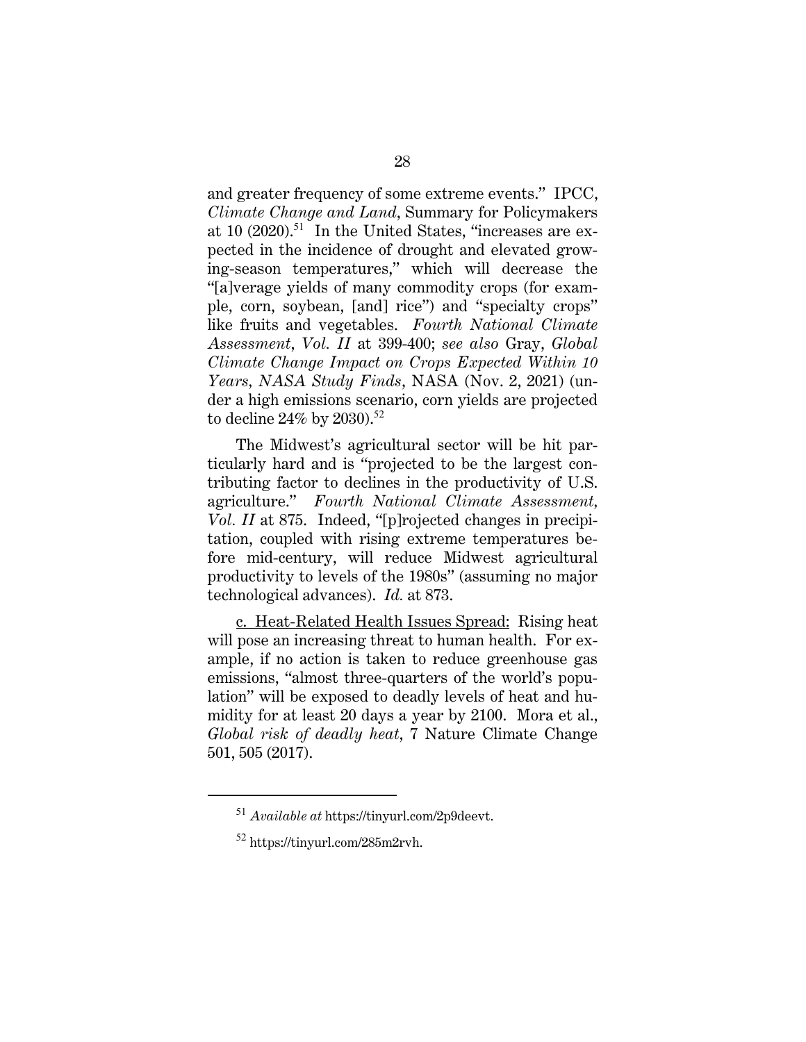and greater frequency of some extreme events." IPCC, *Climate Change and Land*, Summary for Policymakers at 10 (2020).[51] In the United States, "increases are expected in the incidence of drought and elevated growing-season temperatures," which will decrease the "[a]verage yields of many commodity crops (for example, corn, soybean, [and] rice") and "specialty crops" like fruits and vegetables. *Fourth National Climate Assessment, Vol. II* at 399-400; *see also* Gray, *Global Climate Change Impact on Crops Expected Within 10 Years, NASA Study Finds*, NASA (Nov. 2, 2021) (under a high emissions scenario, corn yields are projected to decline 24% by 2030).[52]

The Midwest's agricultural sector will be hit particularly hard and is "projected to be the largest contributing factor to declines in the productivity of U.S. agriculture." *Fourth National Climate Assessment, Vol. II* at 875. Indeed, "[p]rojected changes in precipitation, coupled with rising extreme temperatures before mid-century, will reduce Midwest agricultural productivity to levels of the 1980s" (assuming no major technological advances). *Id.* at 873.

c. Heat-Related Health Issues Spread: Rising heat will pose an increasing threat to human health. For example, if no action is taken to reduce greenhouse gas emissions, "almost three-quarters of the world's population" will be exposed to deadly levels of heat and humidity for at least 20 days a year by 2100. Mora et al., *Global risk of deadly heat*, 7 Nature Climate Change 501, 505 (2017).

---

[51] *Available at* https://tinyurl.com/2p9deevt.

[52] https://tinyurl.com/285m2rvh.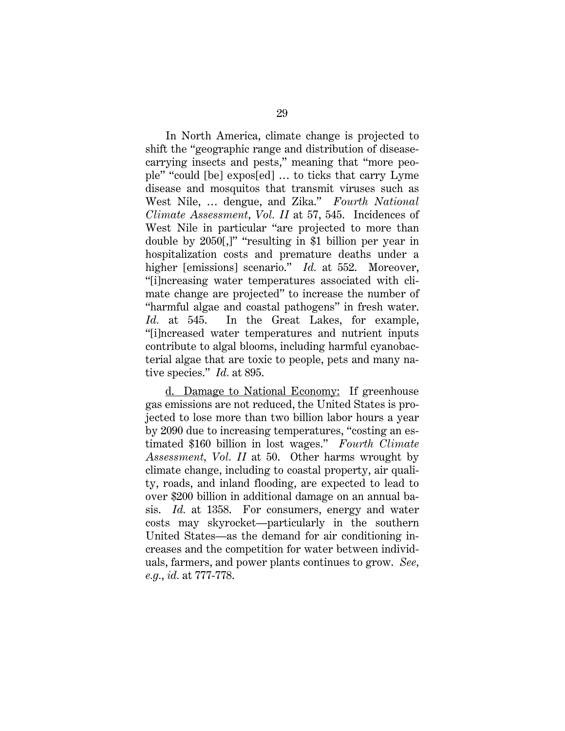In North America, climate change is projected to shift the "geographic range and distribution of disease-carrying insects and pests," meaning that "more people" "could [be] expos[ed] … to ticks that carry Lyme disease and mosquitos that transmit viruses such as West Nile, … dengue, and Zika." *Fourth National Climate Assessment*, *Vol. II* at 57, 545. Incidences of West Nile in particular "are projected to more than double by 2050[,]" "resulting in $1 billion per year in hospitalization costs and premature deaths under a higher [emissions] scenario." *Id.* at 552. Moreover, "[i]ncreasing water temperatures associated with climate change are projected" to increase the number of "harmful algae and coastal pathogens" in fresh water. *Id.* at 545. In the Great Lakes, for example, "[i]ncreased water temperatures and nutrient inputs contribute to algal blooms, including harmful cyanobacterial algae that are toxic to people, pets and many native species." *Id.* at 895.

<u>d. Damage to National Economy:</u> If greenhouse gas emissions are not reduced, the United States is projected to lose more than two billion labor hours a year by 2090 due to increasing temperatures, "costing an estimated $160 billion in lost wages." *Fourth Climate Assessment, Vol. II* at 50. Other harms wrought by climate change, including to coastal property, air quality, roads, and inland flooding, are expected to lead to over $200 billion in additional damage on an annual basis. *Id.* at 1358. For consumers, energy and water costs may skyrocket—particularly in the southern United States—as the demand for air conditioning increases and the competition for water between individuals, farmers, and power plants continues to grow. *See, e.g.*, *id.* at 777-778.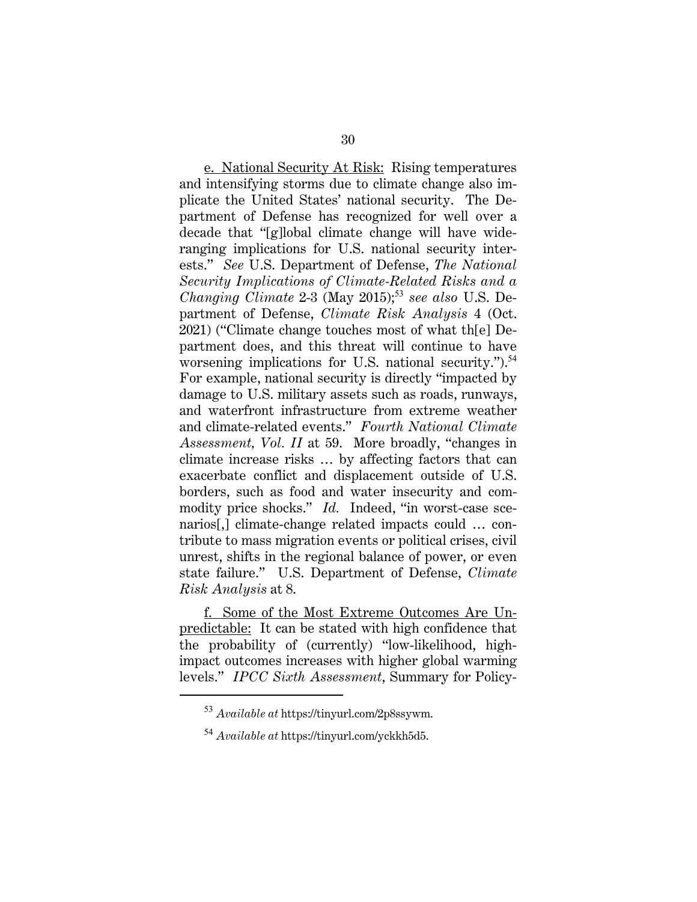<u>e. National Security At Risk:</u> Rising temperatures and intensifying storms due to climate change also implicate the United States' national security. The Department of Defense has recognized for well over a decade that "[g]lobal climate change will have wide-ranging implications for U.S. national security interests." *See* U.S. Department of Defense, *The National Security Implications of Climate-Related Risks and a Changing Climate* 2-3 (May 2015);[53] *see also* U.S. Department of Defense, *Climate Risk Analysis* 4 (Oct. 2021) ("Climate change touches most of what th[e] Department does, and this threat will continue to have worsening implications for U.S. national security.").[54] For example, national security is directly "impacted by damage to U.S. military assets such as roads, runways, and waterfront infrastructure from extreme weather and climate-related events." *Fourth National Climate Assessment, Vol. II* at 59. More broadly, "changes in climate increase risks … by affecting factors that can exacerbate conflict and displacement outside of U.S. borders, such as food and water insecurity and commodity price shocks." *Id.* Indeed, "in worst-case scenarios[,] climate-change related impacts could … contribute to mass migration events or political crises, civil unrest, shifts in the regional balance of power, or even state failure." U.S. Department of Defense, *Climate Risk Analysis* at 8.

<u>f. Some of the Most Extreme Outcomes Are Unpredictable:</u> It can be stated with high confidence that the probability of (currently) "low-likelihood, high-impact outcomes increases with higher global warming levels." *IPCC Sixth Assessment*, Summary for Policy-

---

[53] *Available at* https://tinyurl.com/2p8ssywm.

[54] *Available at* https://tinyurl.com/yckkh5d5.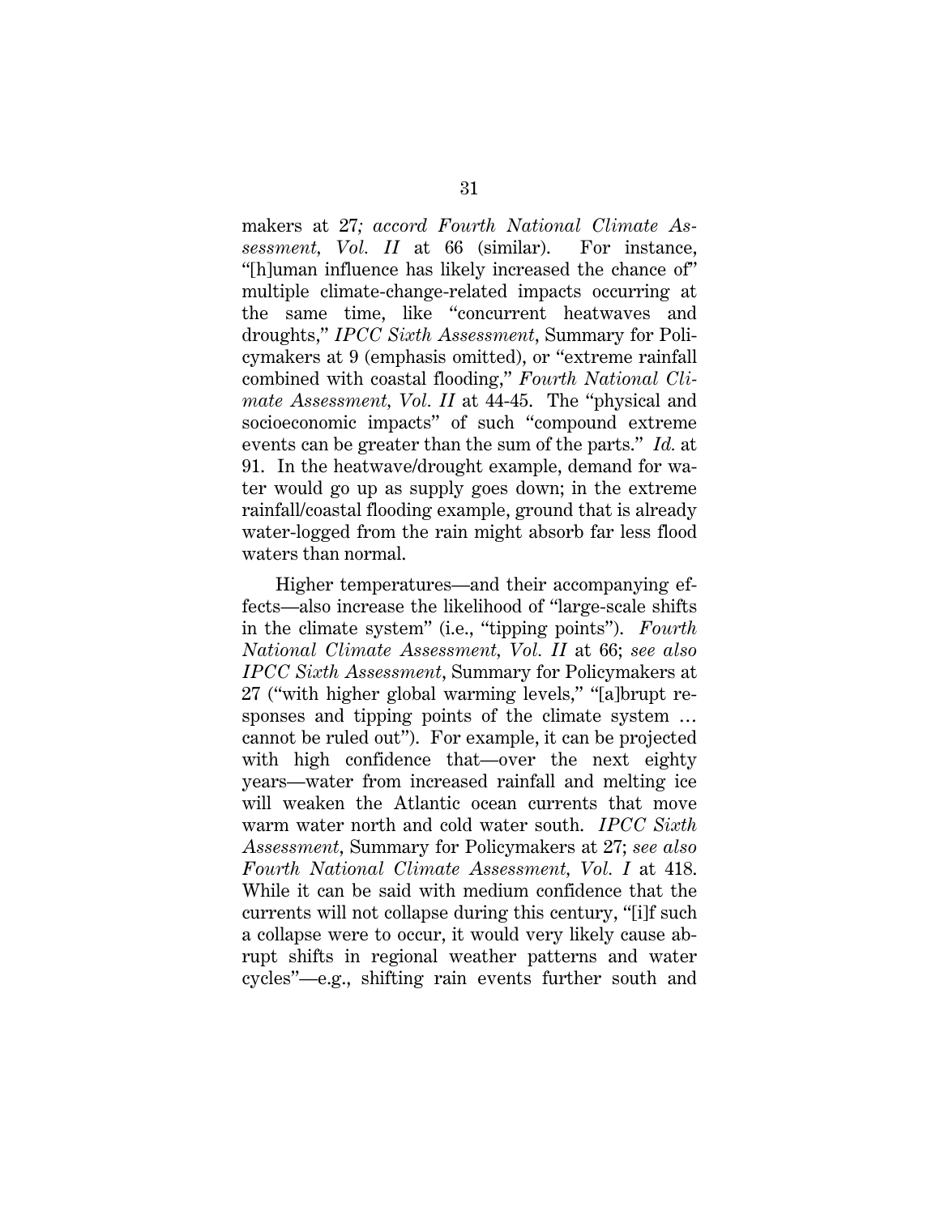makers at 27*; accord Fourth National Climate Assessment, Vol. II* at 66 (similar). For instance, "[h]uman influence has likely increased the chance of" multiple climate-change-related impacts occurring at the same time, like "concurrent heatwaves and droughts," *IPCC Sixth Assessment*, Summary for Policymakers at 9 (emphasis omitted), or "extreme rainfall combined with coastal flooding," *Fourth National Climate Assessment, Vol. II* at 44-45. The "physical and socioeconomic impacts" of such "compound extreme events can be greater than the sum of the parts." *Id.* at 91. In the heatwave/drought example, demand for water would go up as supply goes down; in the extreme rainfall/coastal flooding example, ground that is already water-logged from the rain might absorb far less flood waters than normal.

Higher temperatures—and their accompanying effects—also increase the likelihood of "large-scale shifts in the climate system" (i.e., "tipping points"). *Fourth National Climate Assessment, Vol. II* at 66; *see also IPCC Sixth Assessment*, Summary for Policymakers at 27 ("with higher global warming levels," "[a]brupt responses and tipping points of the climate system … cannot be ruled out"). For example, it can be projected with high confidence that—over the next eighty years—water from increased rainfall and melting ice will weaken the Atlantic ocean currents that move warm water north and cold water south. *IPCC Sixth Assessment*, Summary for Policymakers at 27; *see also Fourth National Climate Assessment, Vol. I* at 418. While it can be said with medium confidence that the currents will not collapse during this century, "[i]f such a collapse were to occur, it would very likely cause abrupt shifts in regional weather patterns and water cycles"—e.g., shifting rain events further south and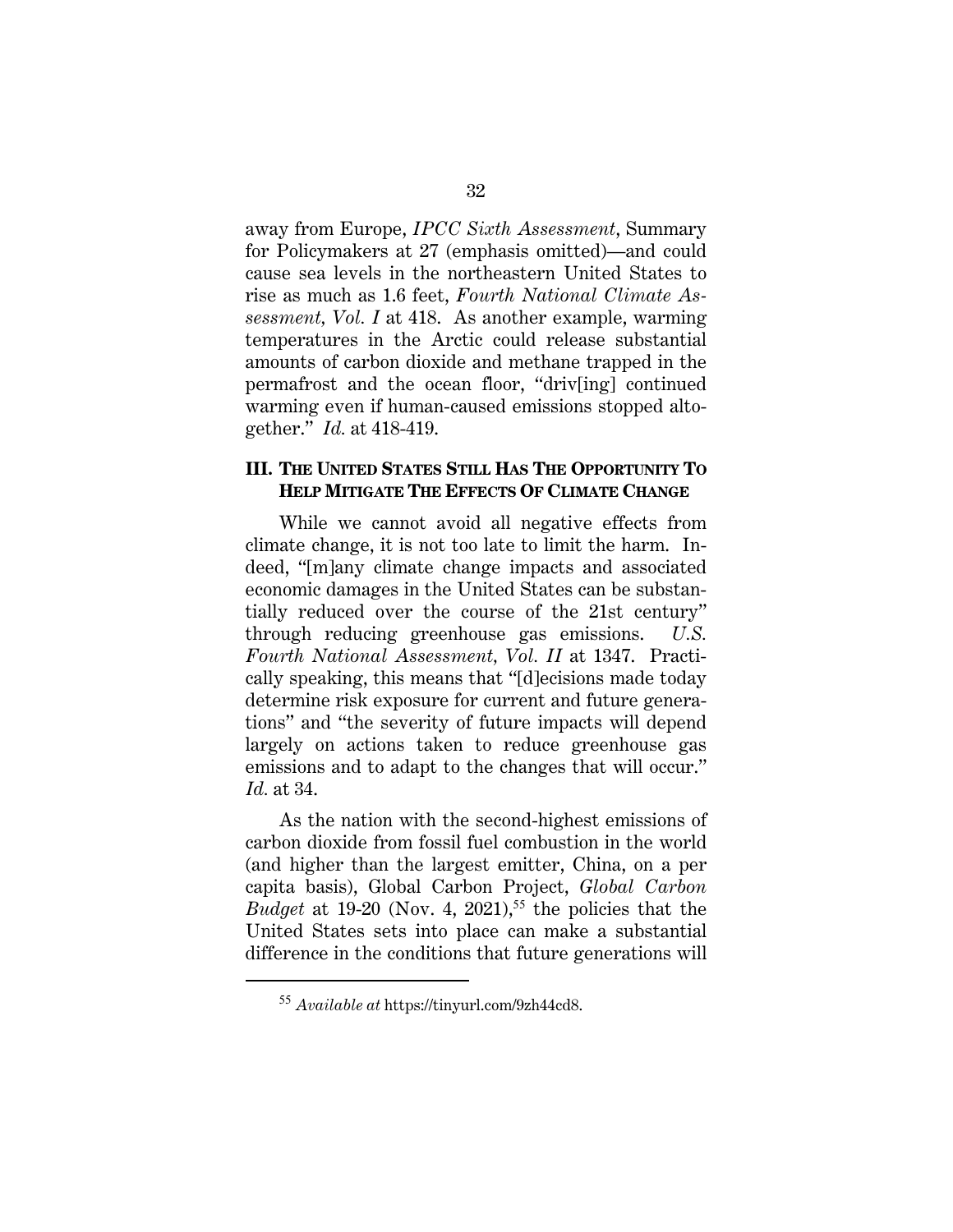away from Europe, *IPCC Sixth Assessment*, Summary for Policymakers at 27 (emphasis omitted)—and could cause sea levels in the northeastern United States to rise as much as 1.6 feet, *Fourth National Climate Assessment, Vol. I* at 418. As another example, warming temperatures in the Arctic could release substantial amounts of carbon dioxide and methane trapped in the permafrost and the ocean floor, "driv[ing] continued warming even if human-caused emissions stopped altogether." *Id.* at 418-419.

## III. THE UNITED STATES STILL HAS THE OPPORTUNITY TO HELP MITIGATE THE EFFECTS OF CLIMATE CHANGE

While we cannot avoid all negative effects from climate change, it is not too late to limit the harm. Indeed, "[m]any climate change impacts and associated economic damages in the United States can be substantially reduced over the course of the 21st century" through reducing greenhouse gas emissions. *U.S. Fourth National Assessment, Vol. II* at 1347. Practically speaking, this means that "[d]ecisions made today determine risk exposure for current and future generations" and "the severity of future impacts will depend largely on actions taken to reduce greenhouse gas emissions and to adapt to the changes that will occur." *Id.* at 34.

As the nation with the second-highest emissions of carbon dioxide from fossil fuel combustion in the world (and higher than the largest emitter, China, on a per capita basis), Global Carbon Project, *Global Carbon Budget* at 19-20 (Nov. 4, 2021),[55] the policies that the United States sets into place can make a substantial difference in the conditions that future generations will

[55] *Available at* https://tinyurl.com/9zh44cd8.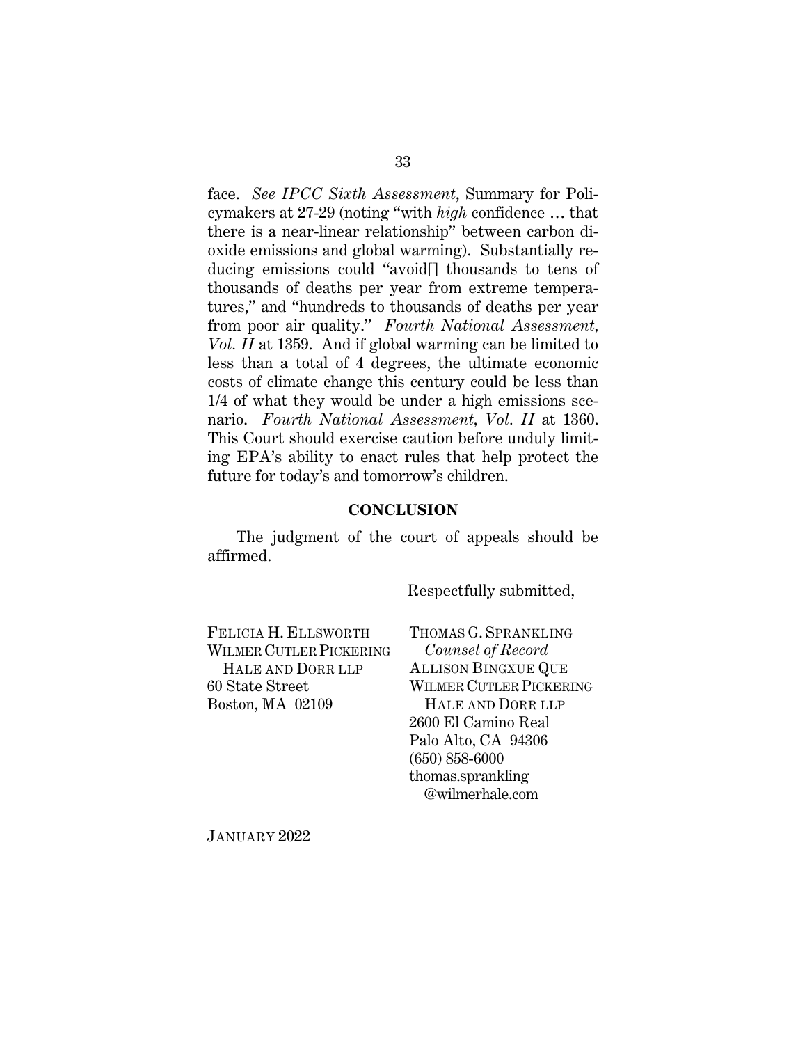face. *See IPCC Sixth Assessment*, Summary for Policymakers at 27-29 (noting "with *high* confidence … that there is a near-linear relationship" between carbon dioxide emissions and global warming). Substantially reducing emissions could "avoid[] thousands to tens of thousands of deaths per year from extreme temperatures," and "hundreds to thousands of deaths per year from poor air quality." *Fourth National Assessment, Vol. II* at 1359. And if global warming can be limited to less than a total of 4 degrees, the ultimate economic costs of climate change this century could be less than 1/4 of what they would be under a high emissions scenario. *Fourth National Assessment, Vol. II* at 1360. This Court should exercise caution before unduly limiting EPA's ability to enact rules that help protect the future for today's and tomorrow's children.

## CONCLUSION

The judgment of the court of appeals should be affirmed.

Respectfully submitted,

FELICIA H. ELLSWORTH
WILMER CUTLER PICKERING
HALE AND DORR LLP
60 State Street
Boston, MA 02109

THOMAS G. SPRANKLING
*Counsel of Record*
ALLISON BINGXUE QUE
WILMER CUTLER PICKERING
HALE AND DORR LLP
2600 El Camino Real
Palo Alto, CA 94306
(650) 858-6000
thomas.sprankling@wilmerhale.com

JANUARY 2022